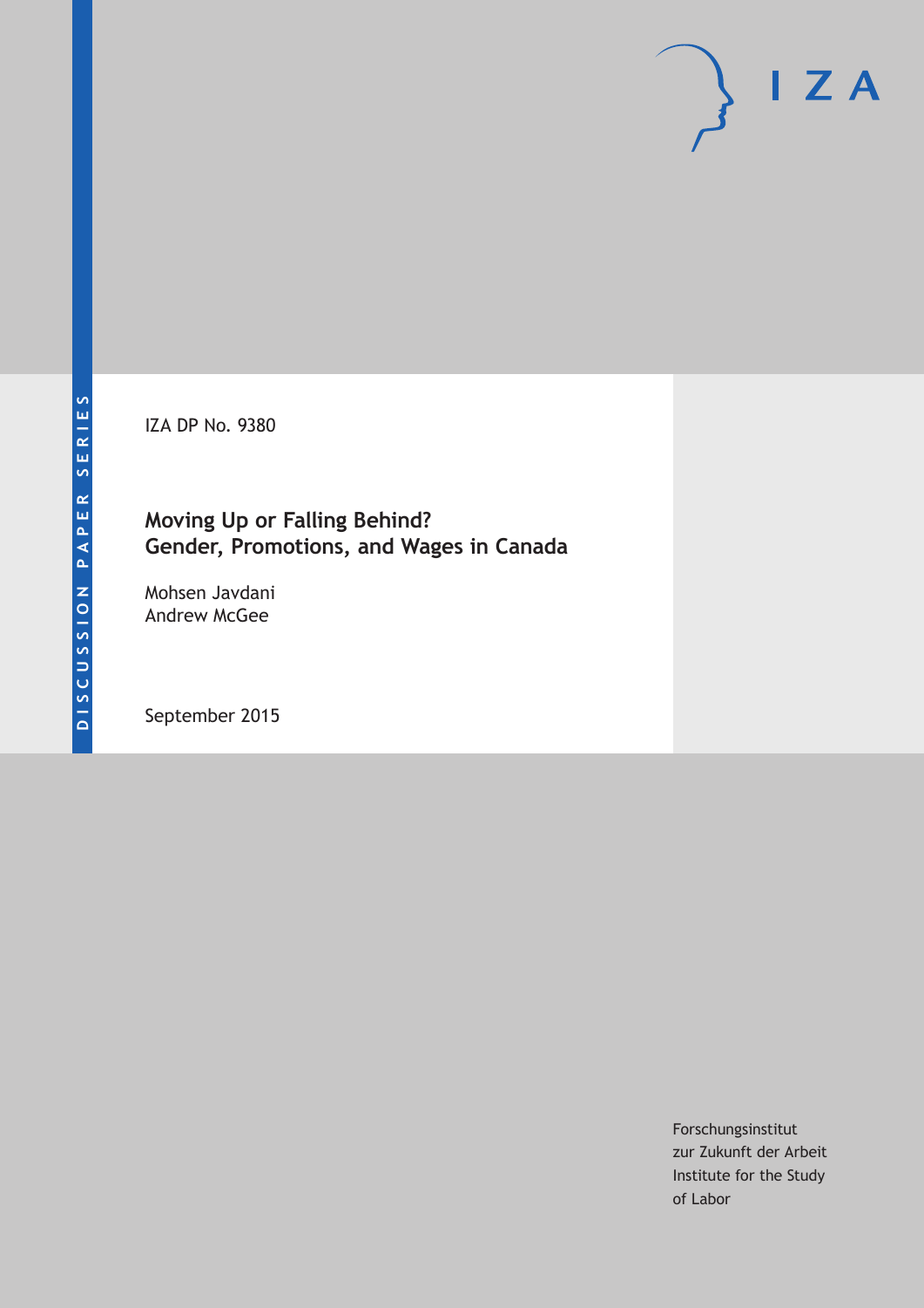DISCUSSION PAPER SERIES

IZA DP No. 9380

# Moving Up or Falling Behind? Gender, Promotions, and Wages in Canada

Mohsen Javdani
Andrew McGee

September 2015

Forschungsinstitut
zur Zukunft der Arbeit
Institute for the Study
of Labor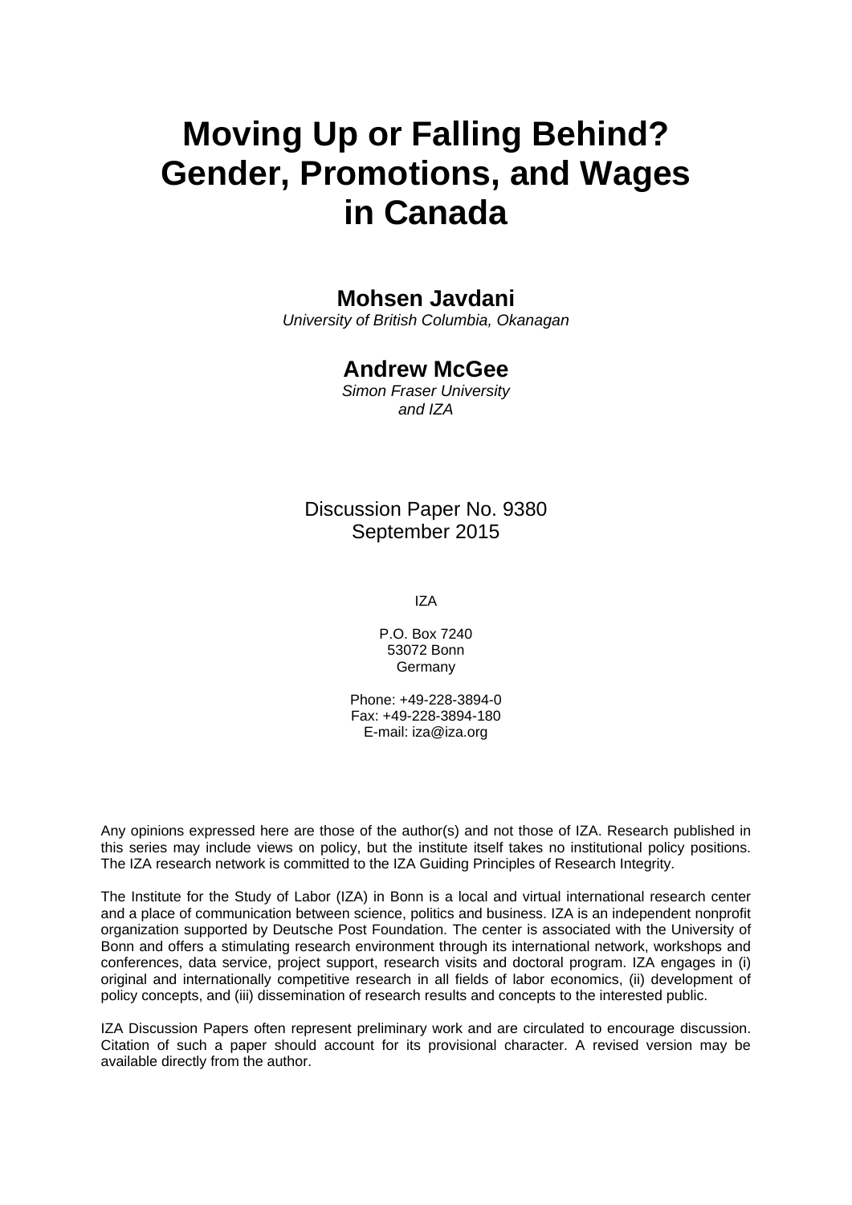# Moving Up or Falling Behind? Gender, Promotions, and Wages in Canada

**Mohsen Javdani**
*University of British Columbia, Okanagan*

**Andrew McGee**
*Simon Fraser University and IZA*

Discussion Paper No. 9380
September 2015

IZA

P.O. Box 7240
53072 Bonn
Germany

Phone: +49-228-3894-0
Fax: +49-228-3894-180
E-mail: iza@iza.org

Any opinions expressed here are those of the author(s) and not those of IZA. Research published in this series may include views on policy, but the institute itself takes no institutional policy positions. The IZA research network is committed to the IZA Guiding Principles of Research Integrity.

The Institute for the Study of Labor (IZA) in Bonn is a local and virtual international research center and a place of communication between science, politics and business. IZA is an independent nonprofit organization supported by Deutsche Post Foundation. The center is associated with the University of Bonn and offers a stimulating research environment through its international network, workshops and conferences, data service, project support, research visits and doctoral program. IZA engages in (i) original and internationally competitive research in all fields of labor economics, (ii) development of policy concepts, and (iii) dissemination of research results and concepts to the interested public.

IZA Discussion Papers often represent preliminary work and are circulated to encourage discussion. Citation of such a paper should account for its provisional character. A revised version may be available directly from the author.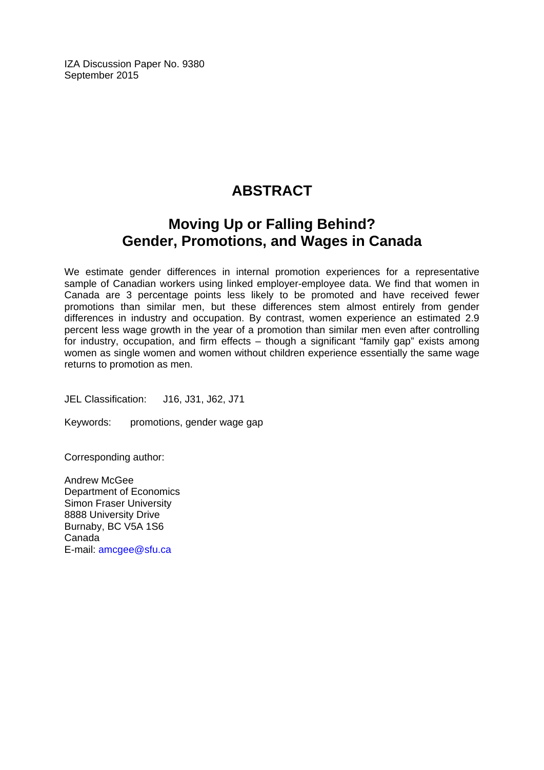IZA Discussion Paper No. 9380
September 2015

# ABSTRACT

## Moving Up or Falling Behind? Gender, Promotions, and Wages in Canada

We estimate gender differences in internal promotion experiences for a representative sample of Canadian workers using linked employer-employee data. We find that women in Canada are 3 percentage points less likely to be promoted and have received fewer promotions than similar men, but these differences stem almost entirely from gender differences in industry and occupation. By contrast, women experience an estimated 2.9 percent less wage growth in the year of a promotion than similar men even after controlling for industry, occupation, and firm effects – though a significant "family gap" exists among women as single women and women without children experience essentially the same wage returns to promotion as men.

JEL Classification: J16, J31, J62, J71

Keywords: promotions, gender wage gap

Corresponding author:

Andrew McGee
Department of Economics
Simon Fraser University
8888 University Drive
Burnaby, BC V5A 1S6
Canada
E-mail: amcgee@sfu.ca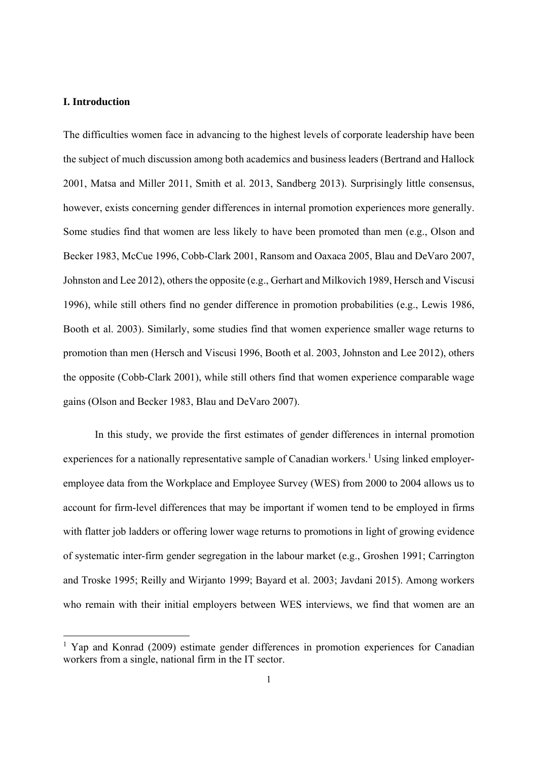## I. Introduction

The difficulties women face in advancing to the highest levels of corporate leadership have been the subject of much discussion among both academics and business leaders (Bertrand and Hallock 2001, Matsa and Miller 2011, Smith et al. 2013, Sandberg 2013). Surprisingly little consensus, however, exists concerning gender differences in internal promotion experiences more generally. Some studies find that women are less likely to have been promoted than men (e.g., Olson and Becker 1983, McCue 1996, Cobb-Clark 2001, Ransom and Oaxaca 2005, Blau and DeVaro 2007, Johnston and Lee 2012), others the opposite (e.g., Gerhart and Milkovich 1989, Hersch and Viscusi 1996), while still others find no gender difference in promotion probabilities (e.g., Lewis 1986, Booth et al. 2003). Similarly, some studies find that women experience smaller wage returns to promotion than men (Hersch and Viscusi 1996, Booth et al. 2003, Johnston and Lee 2012), others the opposite (Cobb-Clark 2001), while still others find that women experience comparable wage gains (Olson and Becker 1983, Blau and DeVaro 2007).

In this study, we provide the first estimates of gender differences in internal promotion experiences for a nationally representative sample of Canadian workers.[1] Using linked employer-employee data from the Workplace and Employee Survey (WES) from 2000 to 2004 allows us to account for firm-level differences that may be important if women tend to be employed in firms with flatter job ladders or offering lower wage returns to promotions in light of growing evidence of systematic inter-firm gender segregation in the labour market (e.g., Groshen 1991; Carrington and Troske 1995; Reilly and Wirjanto 1999; Bayard et al. 2003; Javdani 2015). Among workers who remain with their initial employers between WES interviews, we find that women are an

[1] Yap and Konrad (2009) estimate gender differences in promotion experiences for Canadian workers from a single, national firm in the IT sector.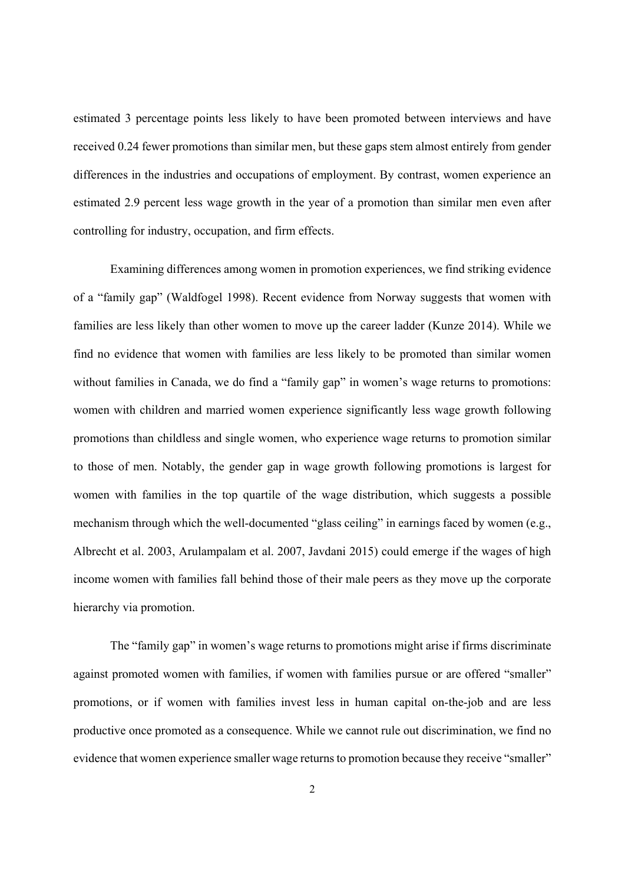estimated 3 percentage points less likely to have been promoted between interviews and have received 0.24 fewer promotions than similar men, but these gaps stem almost entirely from gender differences in the industries and occupations of employment. By contrast, women experience an estimated 2.9 percent less wage growth in the year of a promotion than similar men even after controlling for industry, occupation, and firm effects.

Examining differences among women in promotion experiences, we find striking evidence of a "family gap" (Waldfogel 1998). Recent evidence from Norway suggests that women with families are less likely than other women to move up the career ladder (Kunze 2014). While we find no evidence that women with families are less likely to be promoted than similar women without families in Canada, we do find a "family gap" in women's wage returns to promotions: women with children and married women experience significantly less wage growth following promotions than childless and single women, who experience wage returns to promotion similar to those of men. Notably, the gender gap in wage growth following promotions is largest for women with families in the top quartile of the wage distribution, which suggests a possible mechanism through which the well-documented "glass ceiling" in earnings faced by women (e.g., Albrecht et al. 2003, Arulampalam et al. 2007, Javdani 2015) could emerge if the wages of high income women with families fall behind those of their male peers as they move up the corporate hierarchy via promotion.

The "family gap" in women's wage returns to promotions might arise if firms discriminate against promoted women with families, if women with families pursue or are offered "smaller" promotions, or if women with families invest less in human capital on-the-job and are less productive once promoted as a consequence. While we cannot rule out discrimination, we find no evidence that women experience smaller wage returns to promotion because they receive "smaller"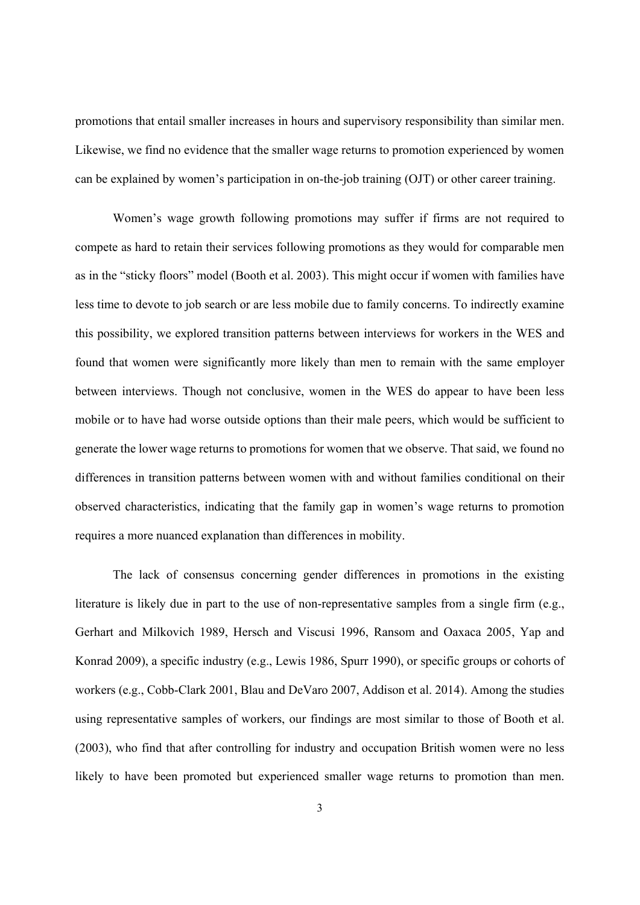promotions that entail smaller increases in hours and supervisory responsibility than similar men. Likewise, we find no evidence that the smaller wage returns to promotion experienced by women can be explained by women's participation in on-the-job training (OJT) or other career training.

Women's wage growth following promotions may suffer if firms are not required to compete as hard to retain their services following promotions as they would for comparable men as in the "sticky floors" model (Booth et al. 2003). This might occur if women with families have less time to devote to job search or are less mobile due to family concerns. To indirectly examine this possibility, we explored transition patterns between interviews for workers in the WES and found that women were significantly more likely than men to remain with the same employer between interviews. Though not conclusive, women in the WES do appear to have been less mobile or to have had worse outside options than their male peers, which would be sufficient to generate the lower wage returns to promotions for women that we observe. That said, we found no differences in transition patterns between women with and without families conditional on their observed characteristics, indicating that the family gap in women's wage returns to promotion requires a more nuanced explanation than differences in mobility.

The lack of consensus concerning gender differences in promotions in the existing literature is likely due in part to the use of non-representative samples from a single firm (e.g., Gerhart and Milkovich 1989, Hersch and Viscusi 1996, Ransom and Oaxaca 2005, Yap and Konrad 2009), a specific industry (e.g., Lewis 1986, Spurr 1990), or specific groups or cohorts of workers (e.g., Cobb-Clark 2001, Blau and DeVaro 2007, Addison et al. 2014). Among the studies using representative samples of workers, our findings are most similar to those of Booth et al. (2003), who find that after controlling for industry and occupation British women were no less likely to have been promoted but experienced smaller wage returns to promotion than men.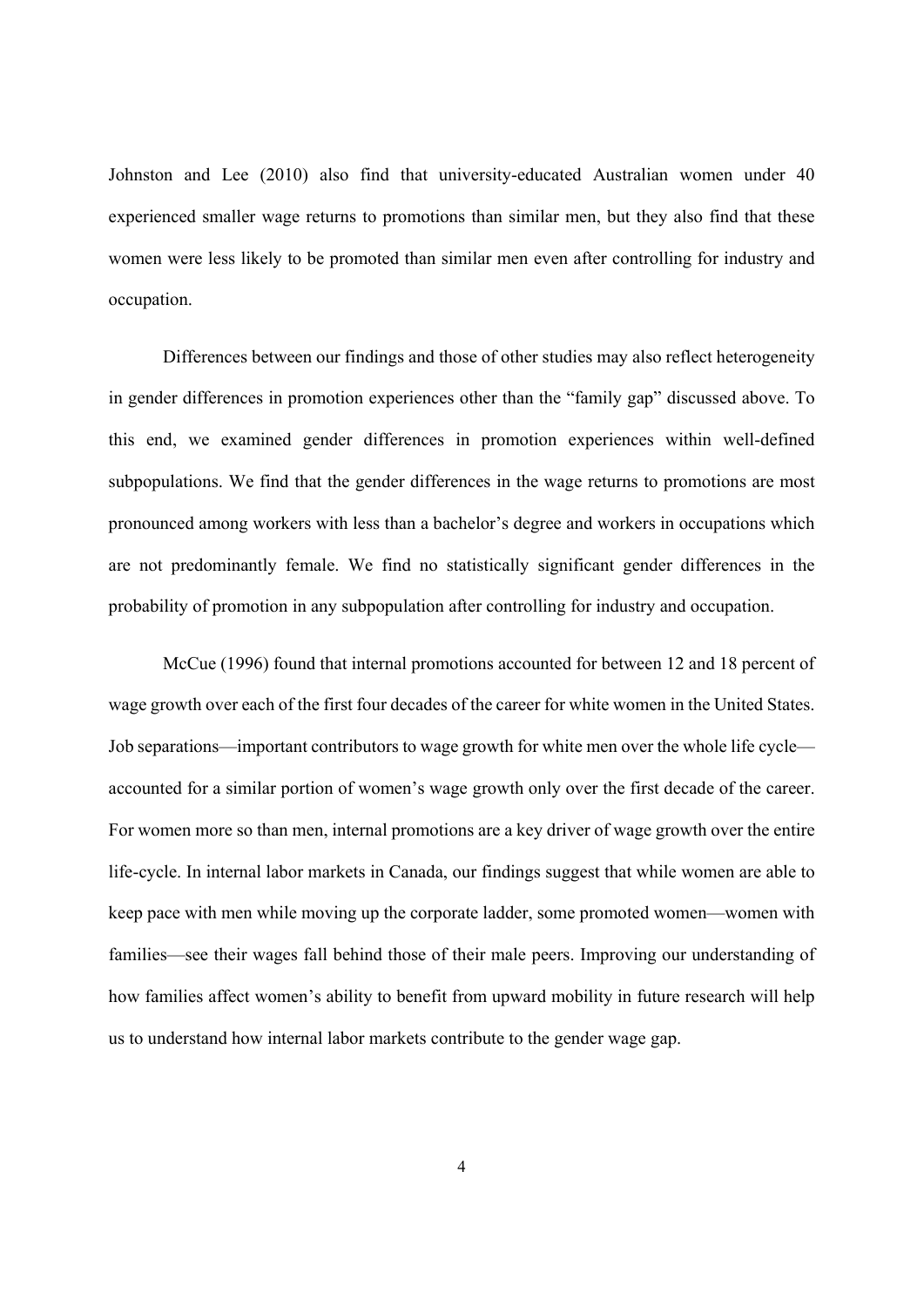Johnston and Lee (2010) also find that university-educated Australian women under 40 experienced smaller wage returns to promotions than similar men, but they also find that these women were less likely to be promoted than similar men even after controlling for industry and occupation.

Differences between our findings and those of other studies may also reflect heterogeneity in gender differences in promotion experiences other than the "family gap" discussed above. To this end, we examined gender differences in promotion experiences within well-defined subpopulations. We find that the gender differences in the wage returns to promotions are most pronounced among workers with less than a bachelor's degree and workers in occupations which are not predominantly female. We find no statistically significant gender differences in the probability of promotion in any subpopulation after controlling for industry and occupation.

McCue (1996) found that internal promotions accounted for between 12 and 18 percent of wage growth over each of the first four decades of the career for white women in the United States. Job separations—important contributors to wage growth for white men over the whole life cycle—accounted for a similar portion of women's wage growth only over the first decade of the career. For women more so than men, internal promotions are a key driver of wage growth over the entire life-cycle. In internal labor markets in Canada, our findings suggest that while women are able to keep pace with men while moving up the corporate ladder, some promoted women—women with families—see their wages fall behind those of their male peers. Improving our understanding of how families affect women's ability to benefit from upward mobility in future research will help us to understand how internal labor markets contribute to the gender wage gap.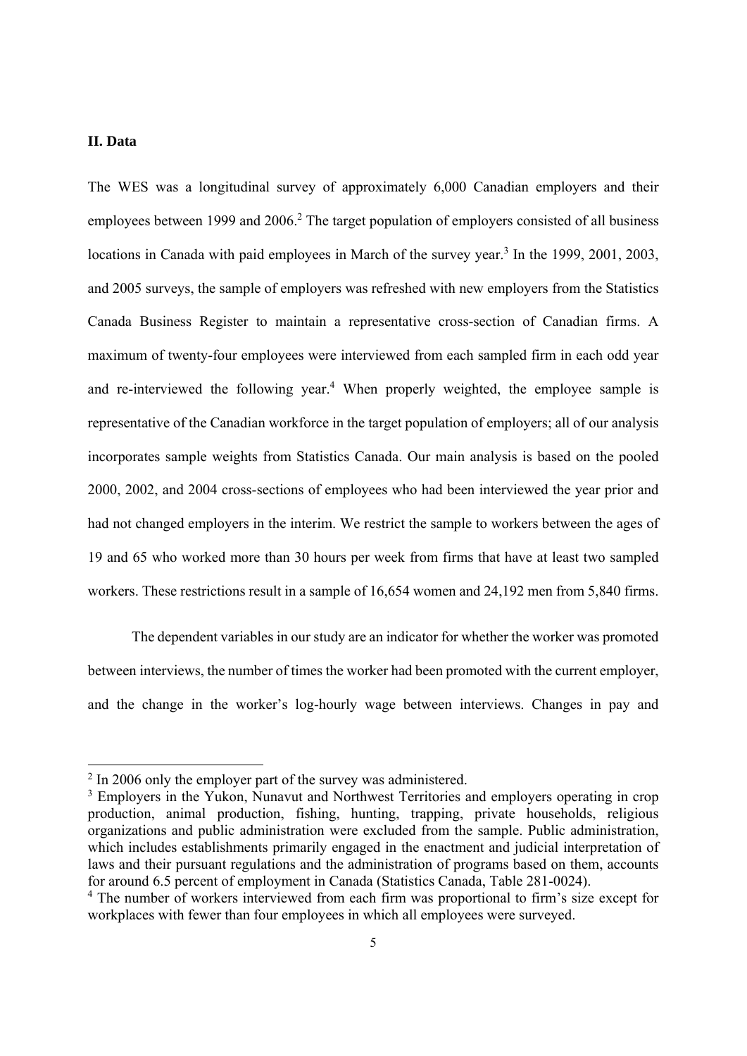## II. Data

The WES was a longitudinal survey of approximately 6,000 Canadian employers and their employees between 1999 and 2006.[2] The target population of employers consisted of all business locations in Canada with paid employees in March of the survey year.[3] In the 1999, 2001, 2003, and 2005 surveys, the sample of employers was refreshed with new employers from the Statistics Canada Business Register to maintain a representative cross-section of Canadian firms. A maximum of twenty-four employees were interviewed from each sampled firm in each odd year and re-interviewed the following year.[4] When properly weighted, the employee sample is representative of the Canadian workforce in the target population of employers; all of our analysis incorporates sample weights from Statistics Canada. Our main analysis is based on the pooled 2000, 2002, and 2004 cross-sections of employees who had been interviewed the year prior and had not changed employers in the interim. We restrict the sample to workers between the ages of 19 and 65 who worked more than 30 hours per week from firms that have at least two sampled workers. These restrictions result in a sample of 16,654 women and 24,192 men from 5,840 firms.

The dependent variables in our study are an indicator for whether the worker was promoted between interviews, the number of times the worker had been promoted with the current employer, and the change in the worker's log-hourly wage between interviews. Changes in pay and

---

[2] In 2006 only the employer part of the survey was administered.

[3] Employers in the Yukon, Nunavut and Northwest Territories and employers operating in crop production, animal production, fishing, hunting, trapping, private households, religious organizations and public administration were excluded from the sample. Public administration, which includes establishments primarily engaged in the enactment and judicial interpretation of laws and their pursuant regulations and the administration of programs based on them, accounts for around 6.5 percent of employment in Canada (Statistics Canada, Table 281-0024).

[4] The number of workers interviewed from each firm was proportional to firm's size except for workplaces with fewer than four employees in which all employees were surveyed.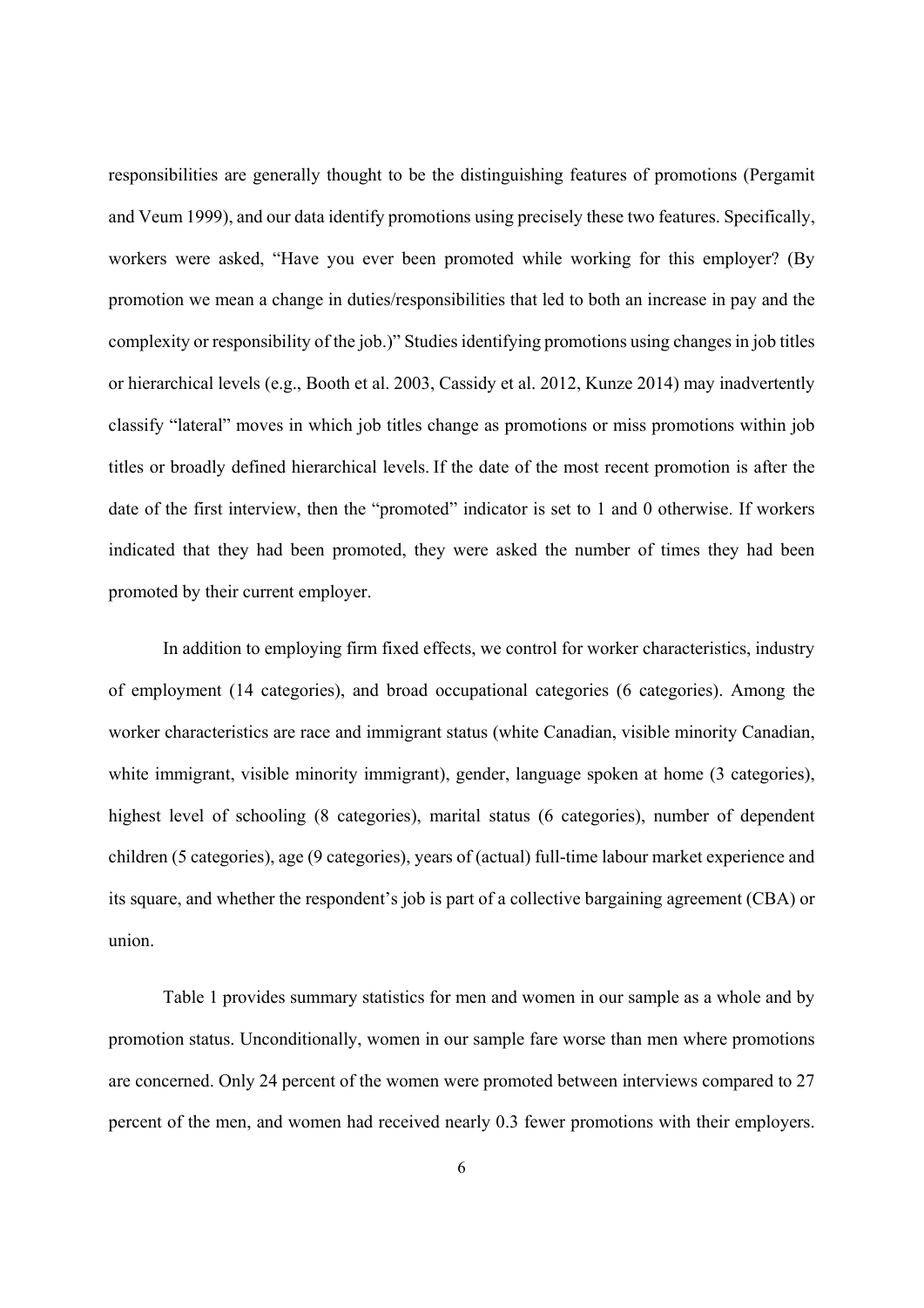responsibilities are generally thought to be the distinguishing features of promotions (Pergamit and Veum 1999), and our data identify promotions using precisely these two features. Specifically, workers were asked, "Have you ever been promoted while working for this employer? (By promotion we mean a change in duties/responsibilities that led to both an increase in pay and the complexity or responsibility of the job.)" Studies identifying promotions using changes in job titles or hierarchical levels (e.g., Booth et al. 2003, Cassidy et al. 2012, Kunze 2014) may inadvertently classify "lateral" moves in which job titles change as promotions or miss promotions within job titles or broadly defined hierarchical levels. If the date of the most recent promotion is after the date of the first interview, then the "promoted" indicator is set to 1 and 0 otherwise. If workers indicated that they had been promoted, they were asked the number of times they had been promoted by their current employer.

In addition to employing firm fixed effects, we control for worker characteristics, industry of employment (14 categories), and broad occupational categories (6 categories). Among the worker characteristics are race and immigrant status (white Canadian, visible minority Canadian, white immigrant, visible minority immigrant), gender, language spoken at home (3 categories), highest level of schooling (8 categories), marital status (6 categories), number of dependent children (5 categories), age (9 categories), years of (actual) full-time labour market experience and its square, and whether the respondent's job is part of a collective bargaining agreement (CBA) or union.

Table 1 provides summary statistics for men and women in our sample as a whole and by promotion status. Unconditionally, women in our sample fare worse than men where promotions are concerned. Only 24 percent of the women were promoted between interviews compared to 27 percent of the men, and women had received nearly 0.3 fewer promotions with their employers.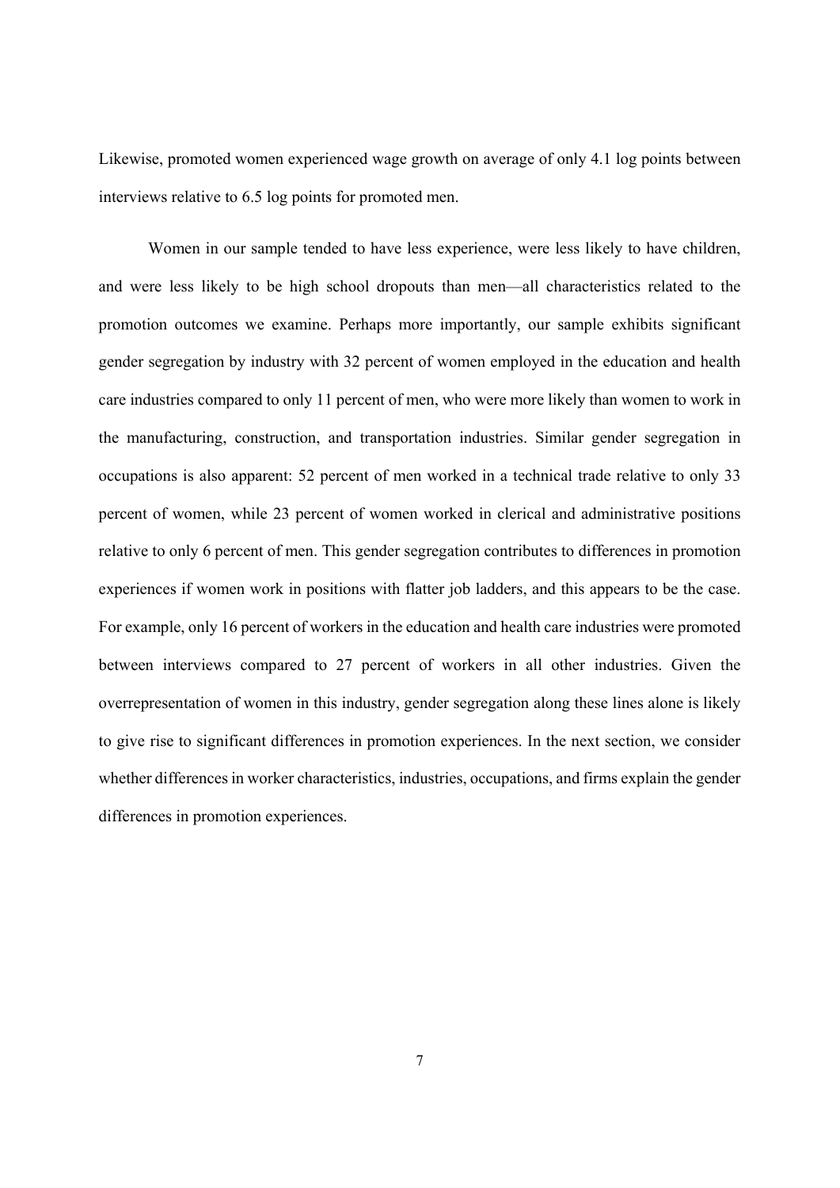Likewise, promoted women experienced wage growth on average of only 4.1 log points between interviews relative to 6.5 log points for promoted men.

Women in our sample tended to have less experience, were less likely to have children, and were less likely to be high school dropouts than men—all characteristics related to the promotion outcomes we examine. Perhaps more importantly, our sample exhibits significant gender segregation by industry with 32 percent of women employed in the education and health care industries compared to only 11 percent of men, who were more likely than women to work in the manufacturing, construction, and transportation industries. Similar gender segregation in occupations is also apparent: 52 percent of men worked in a technical trade relative to only 33 percent of women, while 23 percent of women worked in clerical and administrative positions relative to only 6 percent of men. This gender segregation contributes to differences in promotion experiences if women work in positions with flatter job ladders, and this appears to be the case. For example, only 16 percent of workers in the education and health care industries were promoted between interviews compared to 27 percent of workers in all other industries. Given the overrepresentation of women in this industry, gender segregation along these lines alone is likely to give rise to significant differences in promotion experiences. In the next section, we consider whether differences in worker characteristics, industries, occupations, and firms explain the gender differences in promotion experiences.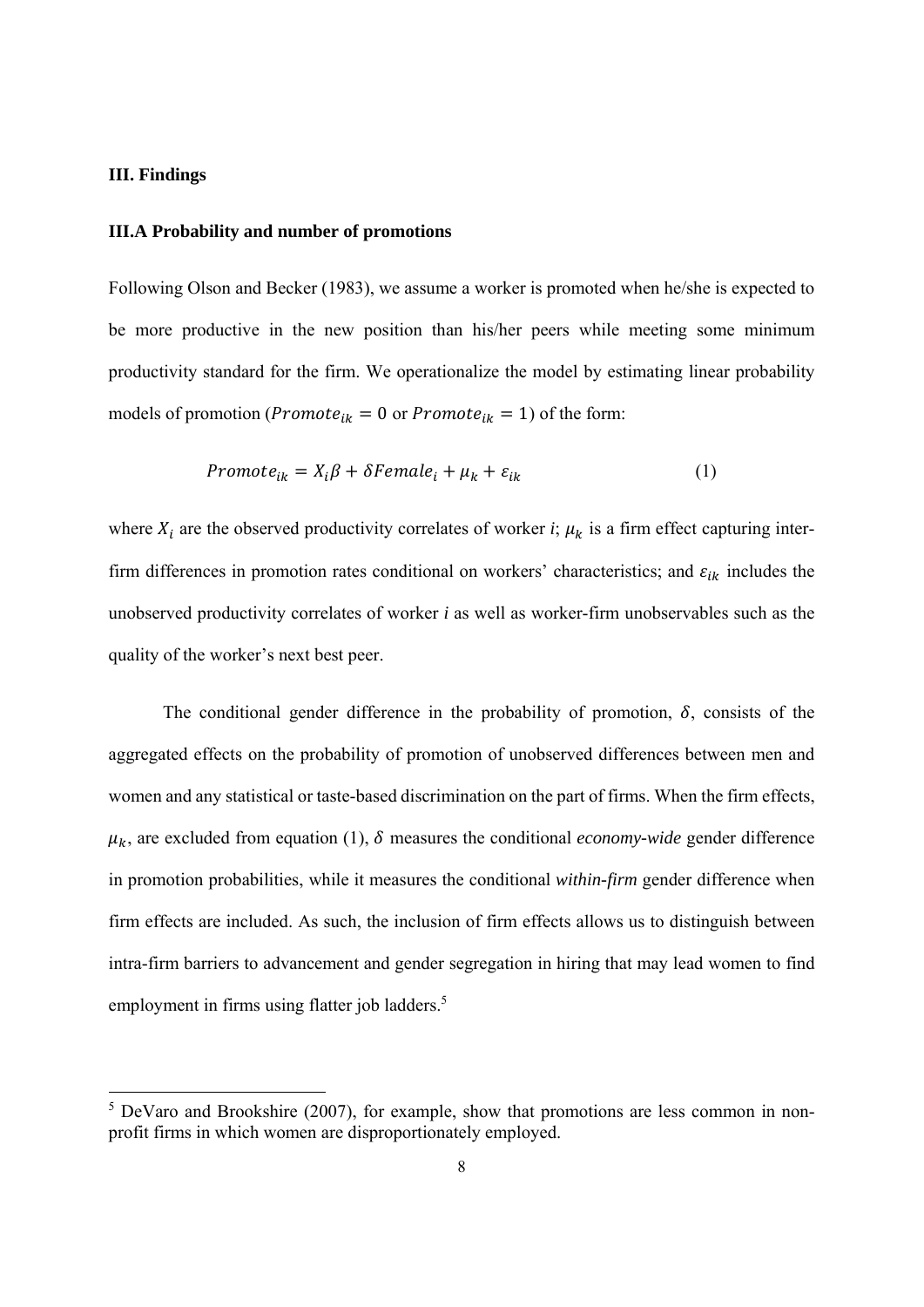## III. Findings

### III.A Probability and number of promotions

Following Olson and Becker (1983), we assume a worker is promoted when he/she is expected to be more productive in the new position than his/her peers while meeting some minimum productivity standard for the firm. We operationalize the model by estimating linear probability models of promotion ($Promote_{ik} = 0$ or $Promote_{ik} = 1$) of the form:

$$Promote_{ik} = X_i\beta + \delta Female_i + \mu_k + \varepsilon_{ik} \tag{1}$$

where $X_i$ are the observed productivity correlates of worker *i*; $\mu_k$ is a firm effect capturing inter-firm differences in promotion rates conditional on workers' characteristics; and $\varepsilon_{ik}$ includes the unobserved productivity correlates of worker *i* as well as worker-firm unobservables such as the quality of the worker's next best peer.

The conditional gender difference in the probability of promotion, $\delta$, consists of the aggregated effects on the probability of promotion of unobserved differences between men and women and any statistical or taste-based discrimination on the part of firms. When the firm effects, $\mu_k$, are excluded from equation (1), $\delta$ measures the conditional *economy-wide* gender difference in promotion probabilities, while it measures the conditional *within-firm* gender difference when firm effects are included. As such, the inclusion of firm effects allows us to distinguish between intra-firm barriers to advancement and gender segregation in hiring that may lead women to find employment in firms using flatter job ladders.[5]

[5] DeVaro and Brookshire (2007), for example, show that promotions are less common in non-profit firms in which women are disproportionately employed.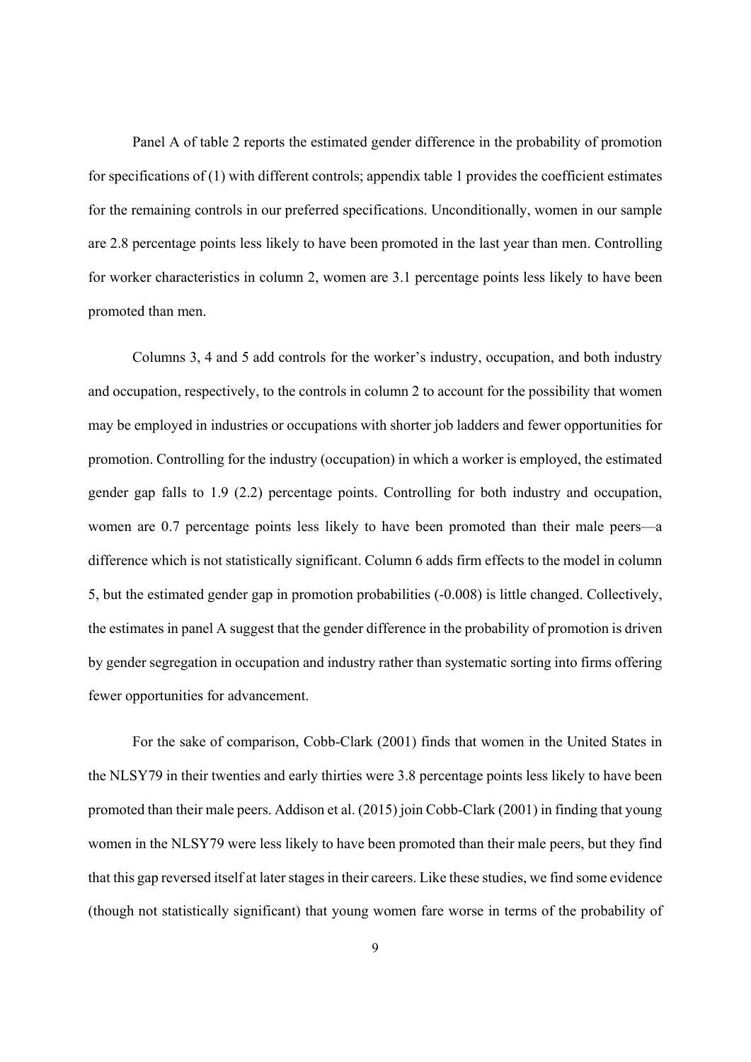Panel A of table 2 reports the estimated gender difference in the probability of promotion for specifications of (1) with different controls; appendix table 1 provides the coefficient estimates for the remaining controls in our preferred specifications. Unconditionally, women in our sample are 2.8 percentage points less likely to have been promoted in the last year than men. Controlling for worker characteristics in column 2, women are 3.1 percentage points less likely to have been promoted than men.

Columns 3, 4 and 5 add controls for the worker's industry, occupation, and both industry and occupation, respectively, to the controls in column 2 to account for the possibility that women may be employed in industries or occupations with shorter job ladders and fewer opportunities for promotion. Controlling for the industry (occupation) in which a worker is employed, the estimated gender gap falls to 1.9 (2.2) percentage points. Controlling for both industry and occupation, women are 0.7 percentage points less likely to have been promoted than their male peers—a difference which is not statistically significant. Column 6 adds firm effects to the model in column 5, but the estimated gender gap in promotion probabilities (-0.008) is little changed. Collectively, the estimates in panel A suggest that the gender difference in the probability of promotion is driven by gender segregation in occupation and industry rather than systematic sorting into firms offering fewer opportunities for advancement.

For the sake of comparison, Cobb-Clark (2001) finds that women in the United States in the NLSY79 in their twenties and early thirties were 3.8 percentage points less likely to have been promoted than their male peers. Addison et al. (2015) join Cobb-Clark (2001) in finding that young women in the NLSY79 were less likely to have been promoted than their male peers, but they find that this gap reversed itself at later stages in their careers. Like these studies, we find some evidence (though not statistically significant) that young women fare worse in terms of the probability of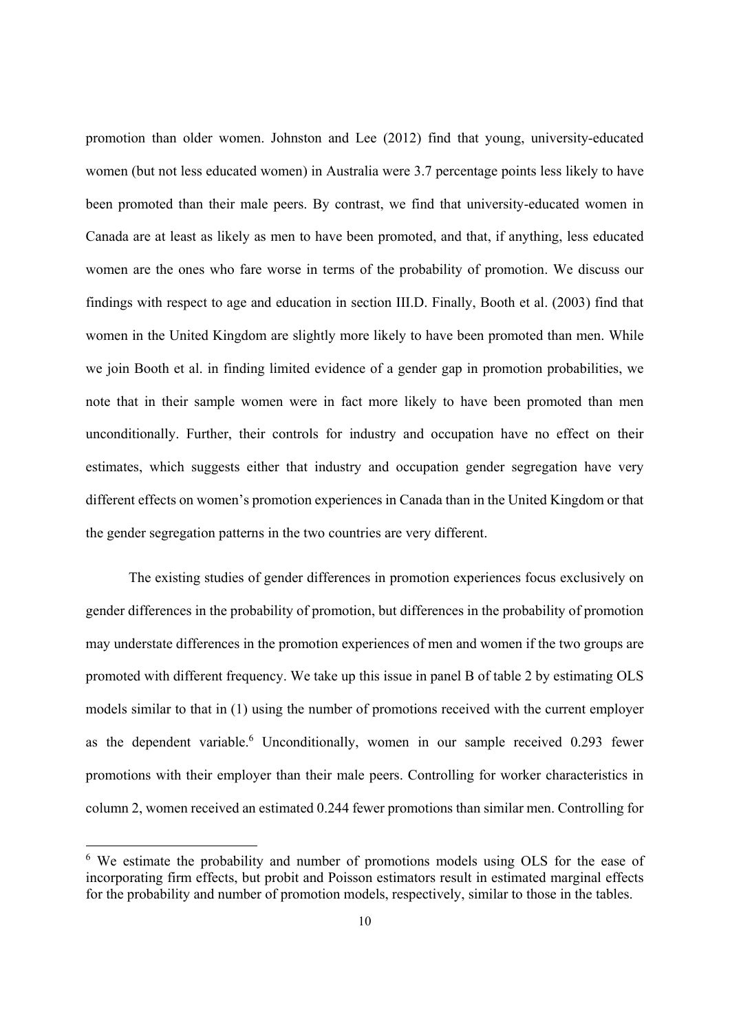promotion than older women. Johnston and Lee (2012) find that young, university-educated women (but not less educated women) in Australia were 3.7 percentage points less likely to have been promoted than their male peers. By contrast, we find that university-educated women in Canada are at least as likely as men to have been promoted, and that, if anything, less educated women are the ones who fare worse in terms of the probability of promotion. We discuss our findings with respect to age and education in section III.D. Finally, Booth et al. (2003) find that women in the United Kingdom are slightly more likely to have been promoted than men. While we join Booth et al. in finding limited evidence of a gender gap in promotion probabilities, we note that in their sample women were in fact more likely to have been promoted than men unconditionally. Further, their controls for industry and occupation have no effect on their estimates, which suggests either that industry and occupation gender segregation have very different effects on women's promotion experiences in Canada than in the United Kingdom or that the gender segregation patterns in the two countries are very different.

The existing studies of gender differences in promotion experiences focus exclusively on gender differences in the probability of promotion, but differences in the probability of promotion may understate differences in the promotion experiences of men and women if the two groups are promoted with different frequency. We take up this issue in panel B of table 2 by estimating OLS models similar to that in (1) using the number of promotions received with the current employer as the dependent variable.[6] Unconditionally, women in our sample received 0.293 fewer promotions with their employer than their male peers. Controlling for worker characteristics in column 2, women received an estimated 0.244 fewer promotions than similar men. Controlling for

[6] We estimate the probability and number of promotions models using OLS for the ease of incorporating firm effects, but probit and Poisson estimators result in estimated marginal effects for the probability and number of promotion models, respectively, similar to those in the tables.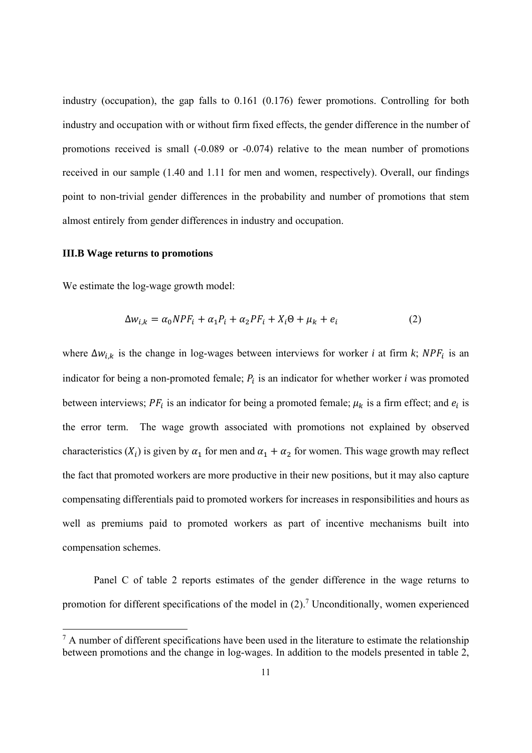industry (occupation), the gap falls to 0.161 (0.176) fewer promotions. Controlling for both industry and occupation with or without firm fixed effects, the gender difference in the number of promotions received is small (-0.089 or -0.074) relative to the mean number of promotions received in our sample (1.40 and 1.11 for men and women, respectively). Overall, our findings point to non-trivial gender differences in the probability and number of promotions that stem almost entirely from gender differences in industry and occupation.

### III.B Wage returns to promotions

We estimate the log-wage growth model:

$$\Delta w_{i,k} = \alpha_0 NPF_i + \alpha_1 P_i + \alpha_2 PF_i + X_i \Theta + \mu_k + e_i \tag{2}$$

where $\Delta w_{i,k}$ is the change in log-wages between interviews for worker *i* at firm *k*; $NPF_i$ is an indicator for being a non-promoted female; $P_i$ is an indicator for whether worker *i* was promoted between interviews; $PF_i$ is an indicator for being a promoted female; $\mu_k$ is a firm effect; and $e_i$ is the error term. The wage growth associated with promotions not explained by observed characteristics ($X_i$) is given by $\alpha_1$ for men and $\alpha_1 + \alpha_2$ for women. This wage growth may reflect the fact that promoted workers are more productive in their new positions, but it may also capture compensating differentials paid to promoted workers for increases in responsibilities and hours as well as premiums paid to promoted workers as part of incentive mechanisms built into compensation schemes.

Panel C of table 2 reports estimates of the gender difference in the wage returns to promotion for different specifications of the model in (2).[7] Unconditionally, women experienced

[7] A number of different specifications have been used in the literature to estimate the relationship between promotions and the change in log-wages. In addition to the models presented in table 2,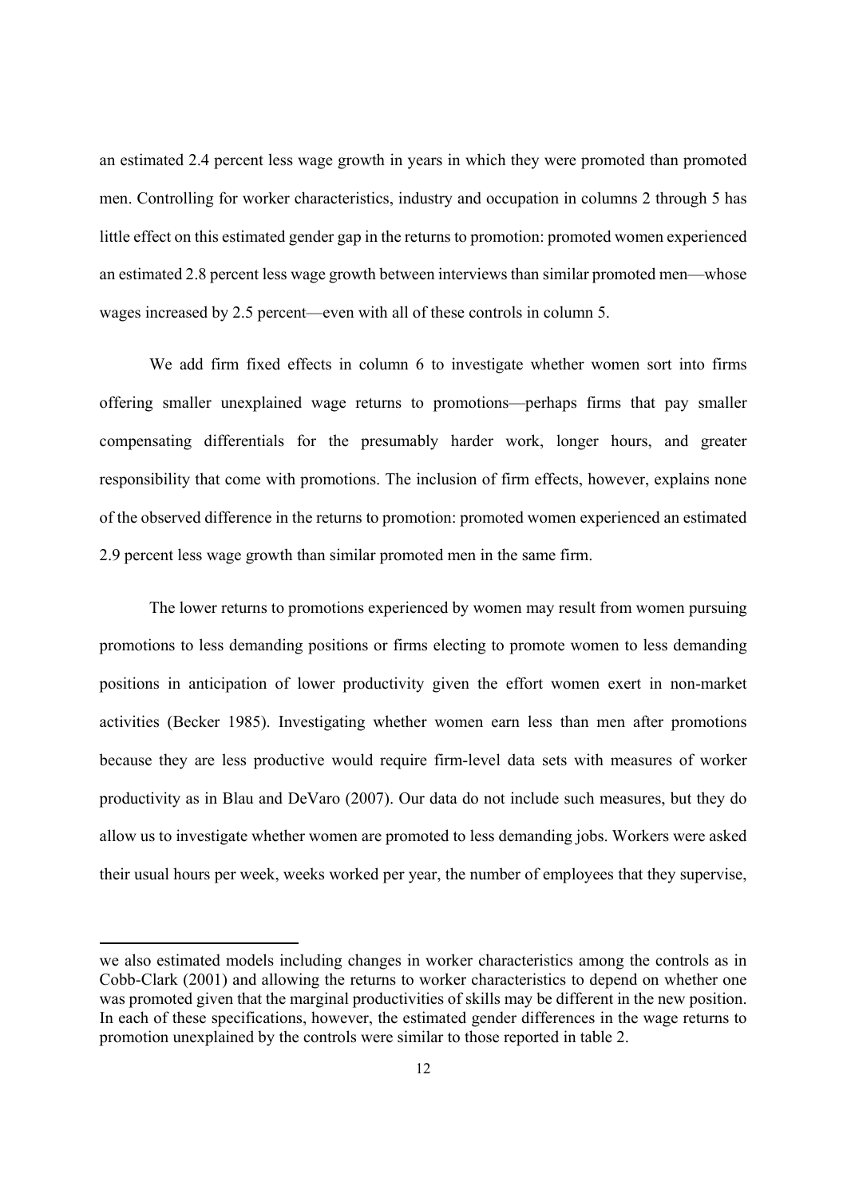an estimated 2.4 percent less wage growth in years in which they were promoted than promoted men. Controlling for worker characteristics, industry and occupation in columns 2 through 5 has little effect on this estimated gender gap in the returns to promotion: promoted women experienced an estimated 2.8 percent less wage growth between interviews than similar promoted men—whose wages increased by 2.5 percent—even with all of these controls in column 5.

We add firm fixed effects in column 6 to investigate whether women sort into firms offering smaller unexplained wage returns to promotions—perhaps firms that pay smaller compensating differentials for the presumably harder work, longer hours, and greater responsibility that come with promotions. The inclusion of firm effects, however, explains none of the observed difference in the returns to promotion: promoted women experienced an estimated 2.9 percent less wage growth than similar promoted men in the same firm.

The lower returns to promotions experienced by women may result from women pursuing promotions to less demanding positions or firms electing to promote women to less demanding positions in anticipation of lower productivity given the effort women exert in non-market activities (Becker 1985). Investigating whether women earn less than men after promotions because they are less productive would require firm-level data sets with measures of worker productivity as in Blau and DeVaro (2007). Our data do not include such measures, but they do allow us to investigate whether women are promoted to less demanding jobs. Workers were asked their usual hours per week, weeks worked per year, the number of employees that they supervise,

---

we also estimated models including changes in worker characteristics among the controls as in Cobb-Clark (2001) and allowing the returns to worker characteristics to depend on whether one was promoted given that the marginal productivities of skills may be different in the new position. In each of these specifications, however, the estimated gender differences in the wage returns to promotion unexplained by the controls were similar to those reported in table 2.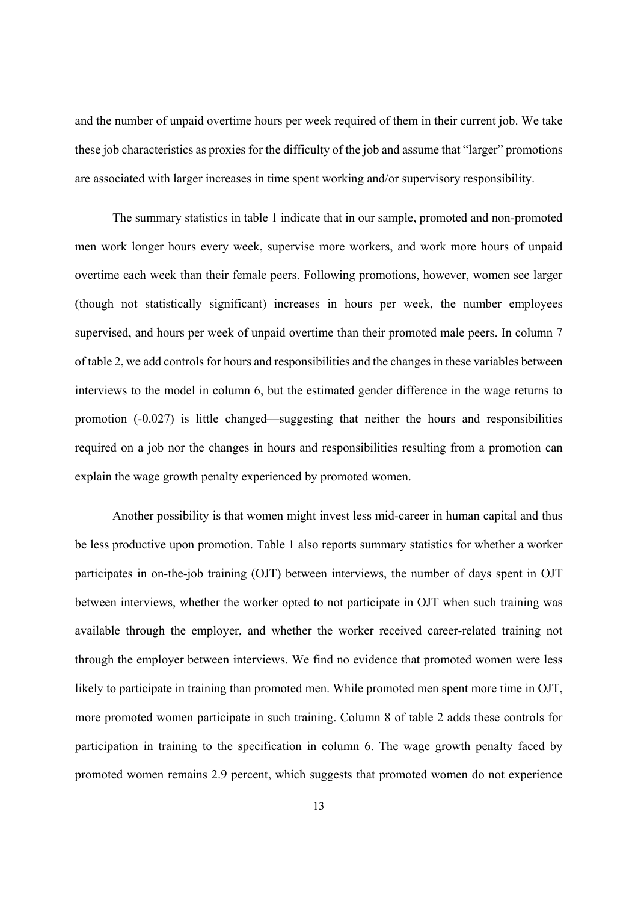and the number of unpaid overtime hours per week required of them in their current job. We take these job characteristics as proxies for the difficulty of the job and assume that "larger" promotions are associated with larger increases in time spent working and/or supervisory responsibility.

The summary statistics in table 1 indicate that in our sample, promoted and non-promoted men work longer hours every week, supervise more workers, and work more hours of unpaid overtime each week than their female peers. Following promotions, however, women see larger (though not statistically significant) increases in hours per week, the number employees supervised, and hours per week of unpaid overtime than their promoted male peers. In column 7 of table 2, we add controls for hours and responsibilities and the changes in these variables between interviews to the model in column 6, but the estimated gender difference in the wage returns to promotion (-0.027) is little changed—suggesting that neither the hours and responsibilities required on a job nor the changes in hours and responsibilities resulting from a promotion can explain the wage growth penalty experienced by promoted women.

Another possibility is that women might invest less mid-career in human capital and thus be less productive upon promotion. Table 1 also reports summary statistics for whether a worker participates in on-the-job training (OJT) between interviews, the number of days spent in OJT between interviews, whether the worker opted to not participate in OJT when such training was available through the employer, and whether the worker received career-related training not through the employer between interviews. We find no evidence that promoted women were less likely to participate in training than promoted men. While promoted men spent more time in OJT, more promoted women participate in such training. Column 8 of table 2 adds these controls for participation in training to the specification in column 6. The wage growth penalty faced by promoted women remains 2.9 percent, which suggests that promoted women do not experience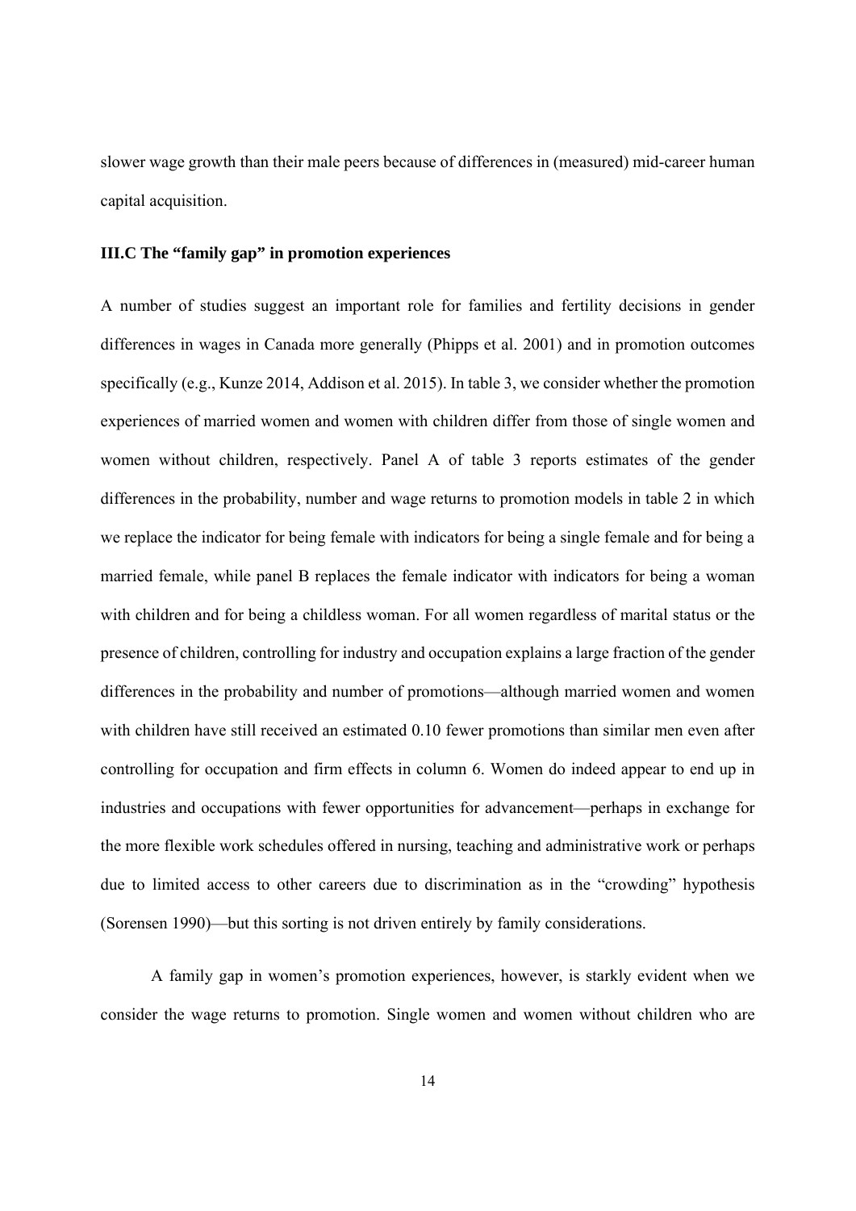slower wage growth than their male peers because of differences in (measured) mid-career human capital acquisition.

### III.C The "family gap" in promotion experiences

A number of studies suggest an important role for families and fertility decisions in gender differences in wages in Canada more generally (Phipps et al. 2001) and in promotion outcomes specifically (e.g., Kunze 2014, Addison et al. 2015). In table 3, we consider whether the promotion experiences of married women and women with children differ from those of single women and women without children, respectively. Panel A of table 3 reports estimates of the gender differences in the probability, number and wage returns to promotion models in table 2 in which we replace the indicator for being female with indicators for being a single female and for being a married female, while panel B replaces the female indicator with indicators for being a woman with children and for being a childless woman. For all women regardless of marital status or the presence of children, controlling for industry and occupation explains a large fraction of the gender differences in the probability and number of promotions—although married women and women with children have still received an estimated 0.10 fewer promotions than similar men even after controlling for occupation and firm effects in column 6. Women do indeed appear to end up in industries and occupations with fewer opportunities for advancement—perhaps in exchange for the more flexible work schedules offered in nursing, teaching and administrative work or perhaps due to limited access to other careers due to discrimination as in the "crowding" hypothesis (Sorensen 1990)—but this sorting is not driven entirely by family considerations.

A family gap in women's promotion experiences, however, is starkly evident when we consider the wage returns to promotion. Single women and women without children who are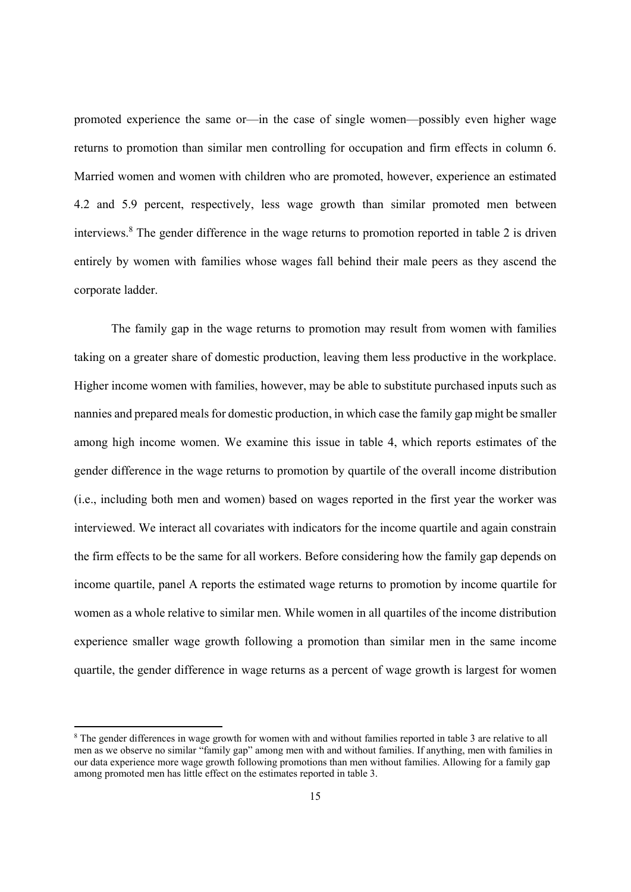promoted experience the same or—in the case of single women—possibly even higher wage returns to promotion than similar men controlling for occupation and firm effects in column 6. Married women and women with children who are promoted, however, experience an estimated 4.2 and 5.9 percent, respectively, less wage growth than similar promoted men between interviews.[8] The gender difference in the wage returns to promotion reported in table 2 is driven entirely by women with families whose wages fall behind their male peers as they ascend the corporate ladder.

The family gap in the wage returns to promotion may result from women with families taking on a greater share of domestic production, leaving them less productive in the workplace. Higher income women with families, however, may be able to substitute purchased inputs such as nannies and prepared meals for domestic production, in which case the family gap might be smaller among high income women. We examine this issue in table 4, which reports estimates of the gender difference in the wage returns to promotion by quartile of the overall income distribution (i.e., including both men and women) based on wages reported in the first year the worker was interviewed. We interact all covariates with indicators for the income quartile and again constrain the firm effects to be the same for all workers. Before considering how the family gap depends on income quartile, panel A reports the estimated wage returns to promotion by income quartile for women as a whole relative to similar men. While women in all quartiles of the income distribution experience smaller wage growth following a promotion than similar men in the same income quartile, the gender difference in wage returns as a percent of wage growth is largest for women

[8] The gender differences in wage growth for women with and without families reported in table 3 are relative to all men as we observe no similar "family gap" among men with and without families. If anything, men with families in our data experience more wage growth following promotions than men without families. Allowing for a family gap among promoted men has little effect on the estimates reported in table 3.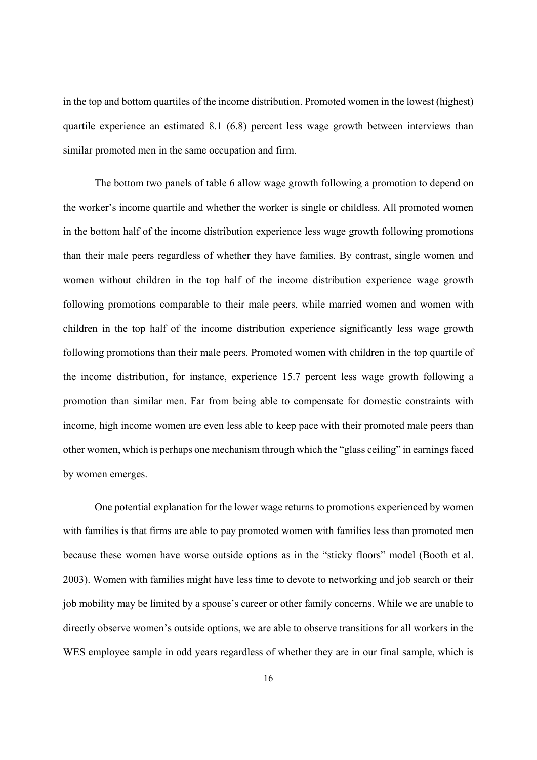in the top and bottom quartiles of the income distribution. Promoted women in the lowest (highest) quartile experience an estimated 8.1 (6.8) percent less wage growth between interviews than similar promoted men in the same occupation and firm.

The bottom two panels of table 6 allow wage growth following a promotion to depend on the worker's income quartile and whether the worker is single or childless. All promoted women in the bottom half of the income distribution experience less wage growth following promotions than their male peers regardless of whether they have families. By contrast, single women and women without children in the top half of the income distribution experience wage growth following promotions comparable to their male peers, while married women and women with children in the top half of the income distribution experience significantly less wage growth following promotions than their male peers. Promoted women with children in the top quartile of the income distribution, for instance, experience 15.7 percent less wage growth following a promotion than similar men. Far from being able to compensate for domestic constraints with income, high income women are even less able to keep pace with their promoted male peers than other women, which is perhaps one mechanism through which the "glass ceiling" in earnings faced by women emerges.

One potential explanation for the lower wage returns to promotions experienced by women with families is that firms are able to pay promoted women with families less than promoted men because these women have worse outside options as in the "sticky floors" model (Booth et al. 2003). Women with families might have less time to devote to networking and job search or their job mobility may be limited by a spouse's career or other family concerns. While we are unable to directly observe women's outside options, we are able to observe transitions for all workers in the WES employee sample in odd years regardless of whether they are in our final sample, which is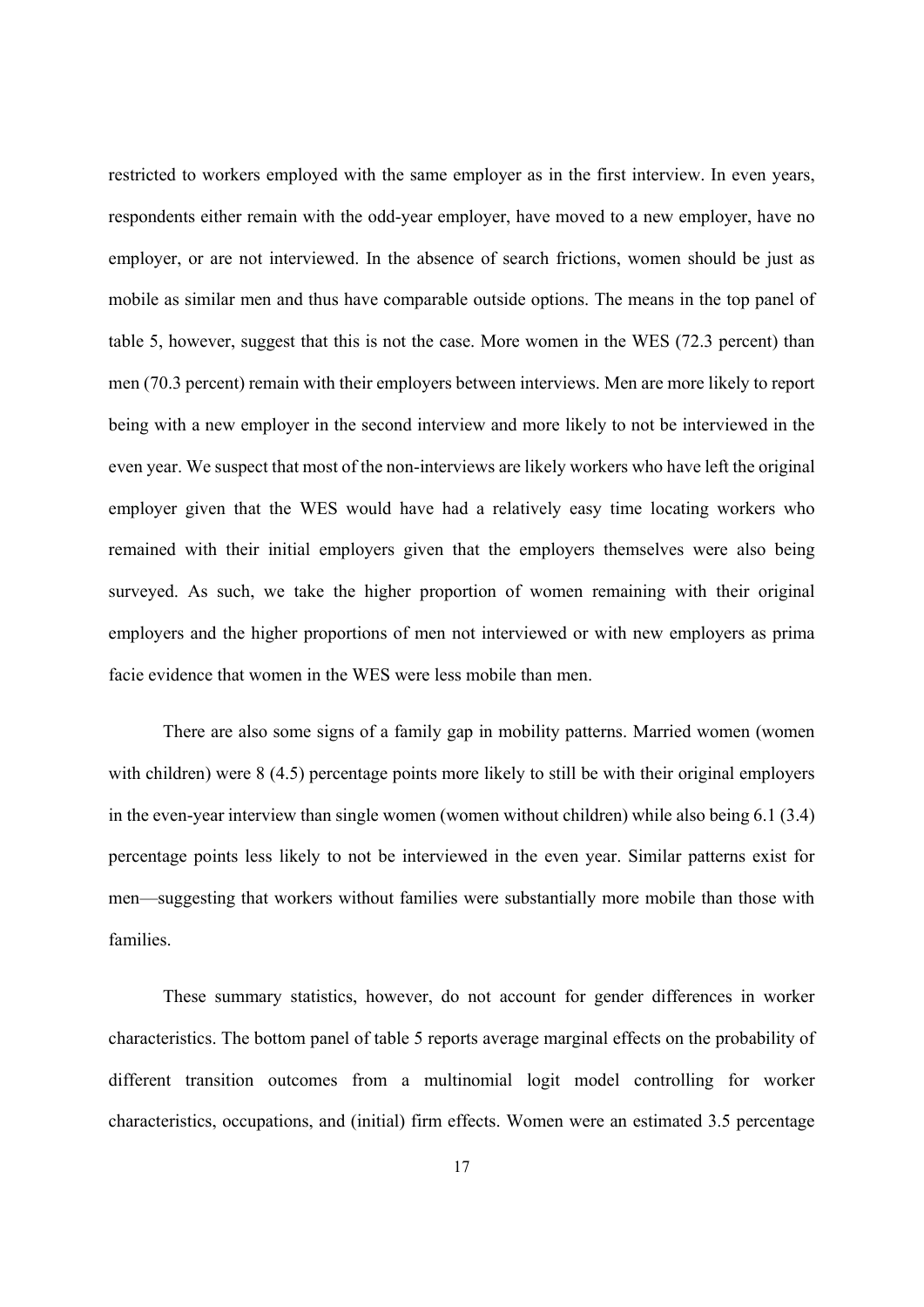restricted to workers employed with the same employer as in the first interview. In even years, respondents either remain with the odd-year employer, have moved to a new employer, have no employer, or are not interviewed. In the absence of search frictions, women should be just as mobile as similar men and thus have comparable outside options. The means in the top panel of table 5, however, suggest that this is not the case. More women in the WES (72.3 percent) than men (70.3 percent) remain with their employers between interviews. Men are more likely to report being with a new employer in the second interview and more likely to not be interviewed in the even year. We suspect that most of the non-interviews are likely workers who have left the original employer given that the WES would have had a relatively easy time locating workers who remained with their initial employers given that the employers themselves were also being surveyed. As such, we take the higher proportion of women remaining with their original employers and the higher proportions of men not interviewed or with new employers as prima facie evidence that women in the WES were less mobile than men.

There are also some signs of a family gap in mobility patterns. Married women (women with children) were 8 (4.5) percentage points more likely to still be with their original employers in the even-year interview than single women (women without children) while also being 6.1 (3.4) percentage points less likely to not be interviewed in the even year. Similar patterns exist for men—suggesting that workers without families were substantially more mobile than those with families.

These summary statistics, however, do not account for gender differences in worker characteristics. The bottom panel of table 5 reports average marginal effects on the probability of different transition outcomes from a multinomial logit model controlling for worker characteristics, occupations, and (initial) firm effects. Women were an estimated 3.5 percentage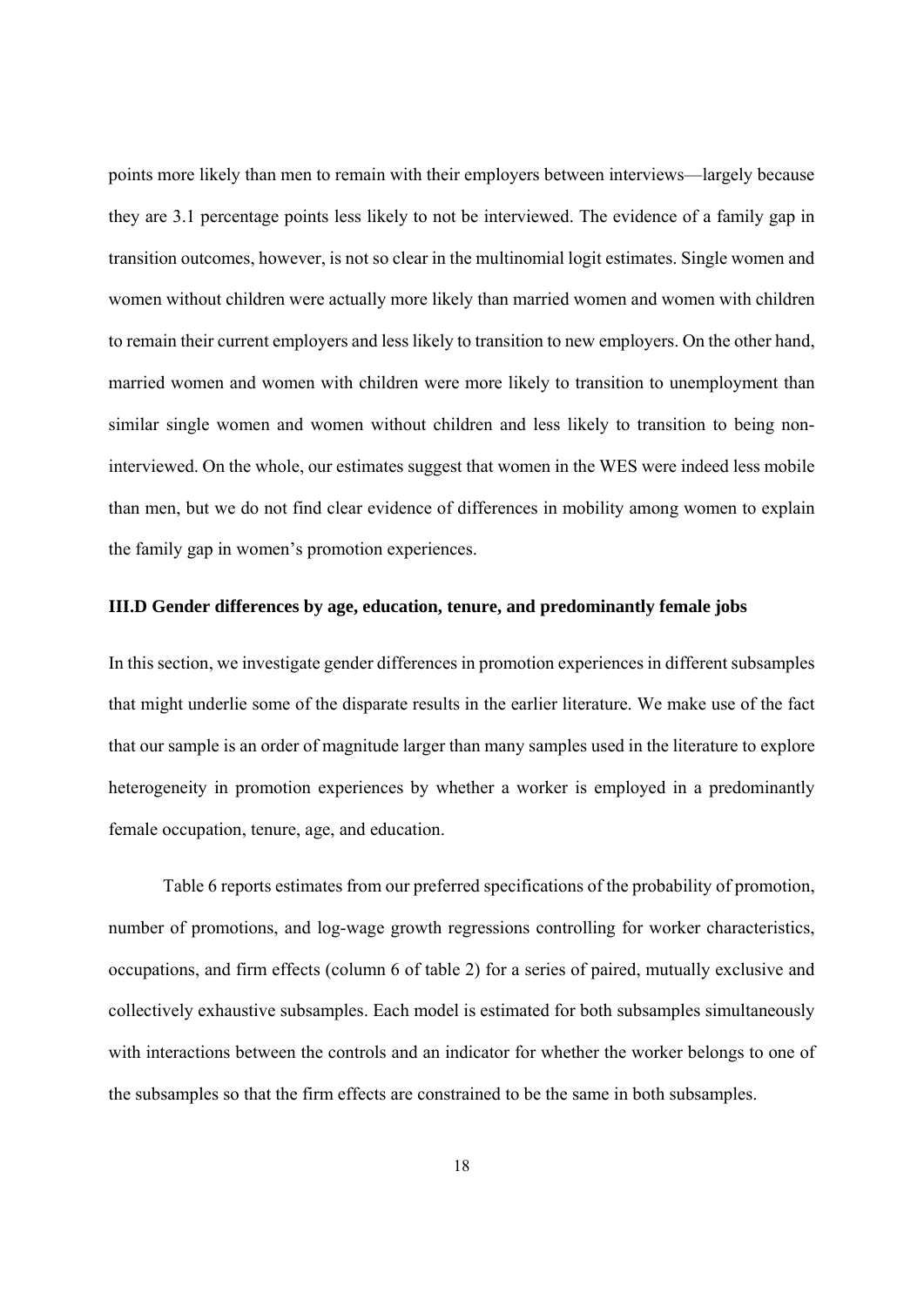points more likely than men to remain with their employers between interviews—largely because they are 3.1 percentage points less likely to not be interviewed. The evidence of a family gap in transition outcomes, however, is not so clear in the multinomial logit estimates. Single women and women without children were actually more likely than married women and women with children to remain their current employers and less likely to transition to new employers. On the other hand, married women and women with children were more likely to transition to unemployment than similar single women and women without children and less likely to transition to being non-interviewed. On the whole, our estimates suggest that women in the WES were indeed less mobile than men, but we do not find clear evidence of differences in mobility among women to explain the family gap in women's promotion experiences.

### III.D Gender differences by age, education, tenure, and predominantly female jobs

In this section, we investigate gender differences in promotion experiences in different subsamples that might underlie some of the disparate results in the earlier literature. We make use of the fact that our sample is an order of magnitude larger than many samples used in the literature to explore heterogeneity in promotion experiences by whether a worker is employed in a predominantly female occupation, tenure, age, and education.

Table 6 reports estimates from our preferred specifications of the probability of promotion, number of promotions, and log-wage growth regressions controlling for worker characteristics, occupations, and firm effects (column 6 of table 2) for a series of paired, mutually exclusive and collectively exhaustive subsamples. Each model is estimated for both subsamples simultaneously with interactions between the controls and an indicator for whether the worker belongs to one of the subsamples so that the firm effects are constrained to be the same in both subsamples.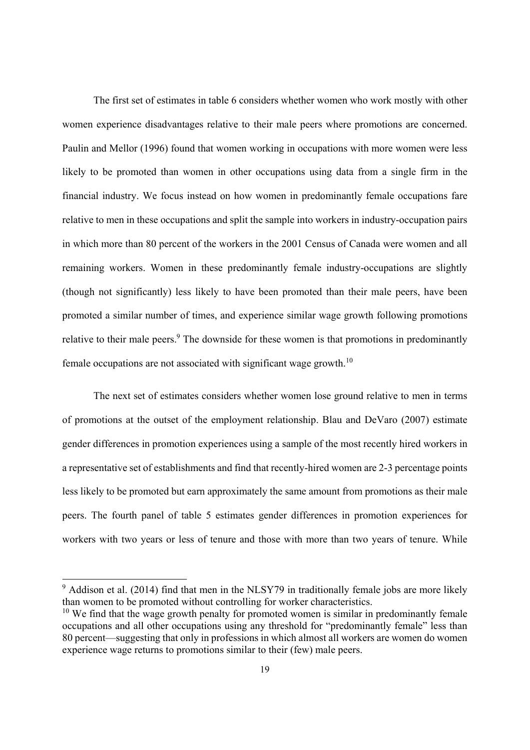The first set of estimates in table 6 considers whether women who work mostly with other women experience disadvantages relative to their male peers where promotions are concerned. Paulin and Mellor (1996) found that women working in occupations with more women were less likely to be promoted than women in other occupations using data from a single firm in the financial industry. We focus instead on how women in predominantly female occupations fare relative to men in these occupations and split the sample into workers in industry-occupation pairs in which more than 80 percent of the workers in the 2001 Census of Canada were women and all remaining workers. Women in these predominantly female industry-occupations are slightly (though not significantly) less likely to have been promoted than their male peers, have been promoted a similar number of times, and experience similar wage growth following promotions relative to their male peers.[9] The downside for these women is that promotions in predominantly female occupations are not associated with significant wage growth.[10]

The next set of estimates considers whether women lose ground relative to men in terms of promotions at the outset of the employment relationship. Blau and DeVaro (2007) estimate gender differences in promotion experiences using a sample of the most recently hired workers in a representative set of establishments and find that recently-hired women are 2-3 percentage points less likely to be promoted but earn approximately the same amount from promotions as their male peers. The fourth panel of table 5 estimates gender differences in promotion experiences for workers with two years or less of tenure and those with more than two years of tenure. While

[9] Addison et al. (2014) find that men in the NLSY79 in traditionally female jobs are more likely than women to be promoted without controlling for worker characteristics.

[10] We find that the wage growth penalty for promoted women is similar in predominantly female occupations and all other occupations using any threshold for "predominantly female" less than 80 percent—suggesting that only in professions in which almost all workers are women do women experience wage returns to promotions similar to their (few) male peers.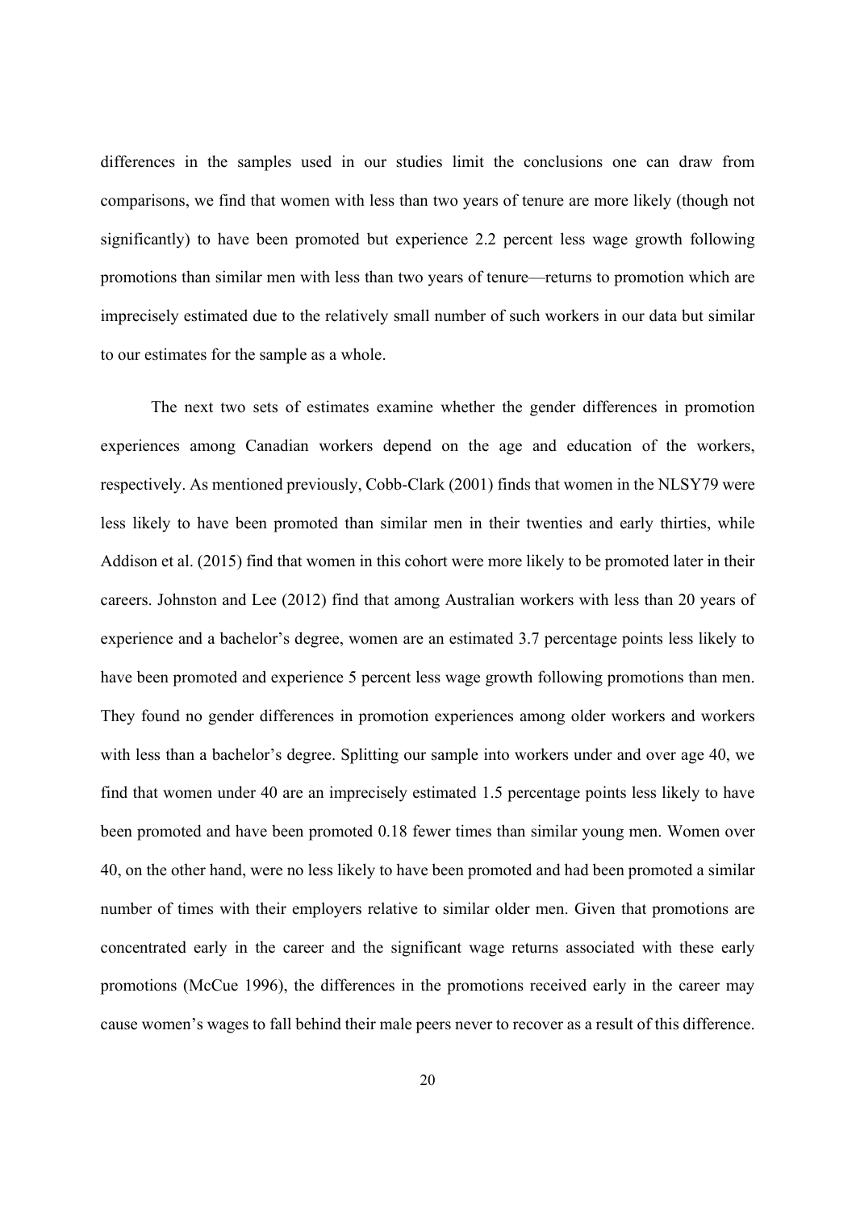differences in the samples used in our studies limit the conclusions one can draw from comparisons, we find that women with less than two years of tenure are more likely (though not significantly) to have been promoted but experience 2.2 percent less wage growth following promotions than similar men with less than two years of tenure—returns to promotion which are imprecisely estimated due to the relatively small number of such workers in our data but similar to our estimates for the sample as a whole.

The next two sets of estimates examine whether the gender differences in promotion experiences among Canadian workers depend on the age and education of the workers, respectively. As mentioned previously, Cobb-Clark (2001) finds that women in the NLSY79 were less likely to have been promoted than similar men in their twenties and early thirties, while Addison et al. (2015) find that women in this cohort were more likely to be promoted later in their careers. Johnston and Lee (2012) find that among Australian workers with less than 20 years of experience and a bachelor's degree, women are an estimated 3.7 percentage points less likely to have been promoted and experience 5 percent less wage growth following promotions than men. They found no gender differences in promotion experiences among older workers and workers with less than a bachelor's degree. Splitting our sample into workers under and over age 40, we find that women under 40 are an imprecisely estimated 1.5 percentage points less likely to have been promoted and have been promoted 0.18 fewer times than similar young men. Women over 40, on the other hand, were no less likely to have been promoted and had been promoted a similar number of times with their employers relative to similar older men. Given that promotions are concentrated early in the career and the significant wage returns associated with these early promotions (McCue 1996), the differences in the promotions received early in the career may cause women's wages to fall behind their male peers never to recover as a result of this difference.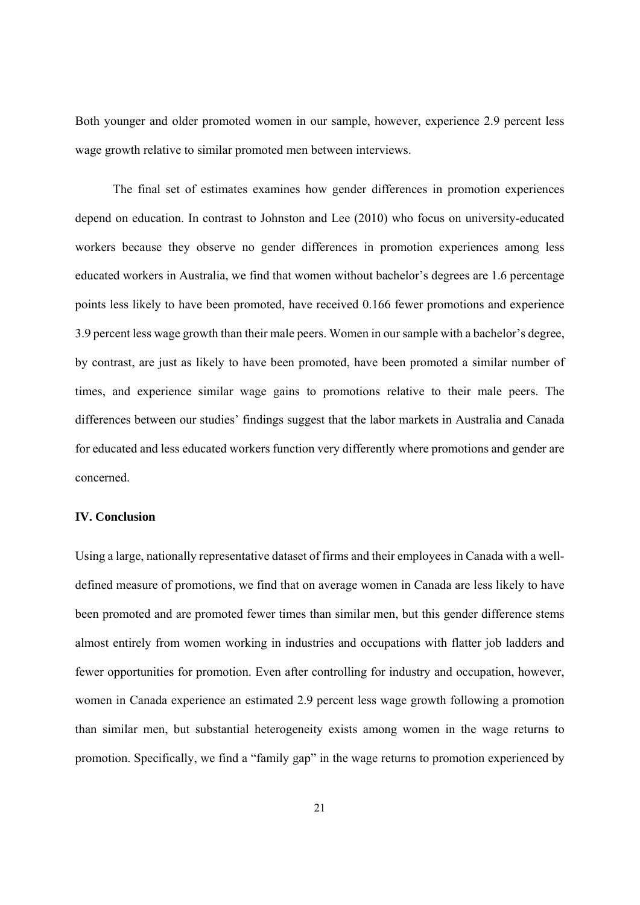Both younger and older promoted women in our sample, however, experience 2.9 percent less wage growth relative to similar promoted men between interviews.

The final set of estimates examines how gender differences in promotion experiences depend on education. In contrast to Johnston and Lee (2010) who focus on university-educated workers because they observe no gender differences in promotion experiences among less educated workers in Australia, we find that women without bachelor's degrees are 1.6 percentage points less likely to have been promoted, have received 0.166 fewer promotions and experience 3.9 percent less wage growth than their male peers. Women in our sample with a bachelor's degree, by contrast, are just as likely to have been promoted, have been promoted a similar number of times, and experience similar wage gains to promotions relative to their male peers. The differences between our studies' findings suggest that the labor markets in Australia and Canada for educated and less educated workers function very differently where promotions and gender are concerned.

## IV. Conclusion

Using a large, nationally representative dataset of firms and their employees in Canada with a well-defined measure of promotions, we find that on average women in Canada are less likely to have been promoted and are promoted fewer times than similar men, but this gender difference stems almost entirely from women working in industries and occupations with flatter job ladders and fewer opportunities for promotion. Even after controlling for industry and occupation, however, women in Canada experience an estimated 2.9 percent less wage growth following a promotion than similar men, but substantial heterogeneity exists among women in the wage returns to promotion. Specifically, we find a "family gap" in the wage returns to promotion experienced by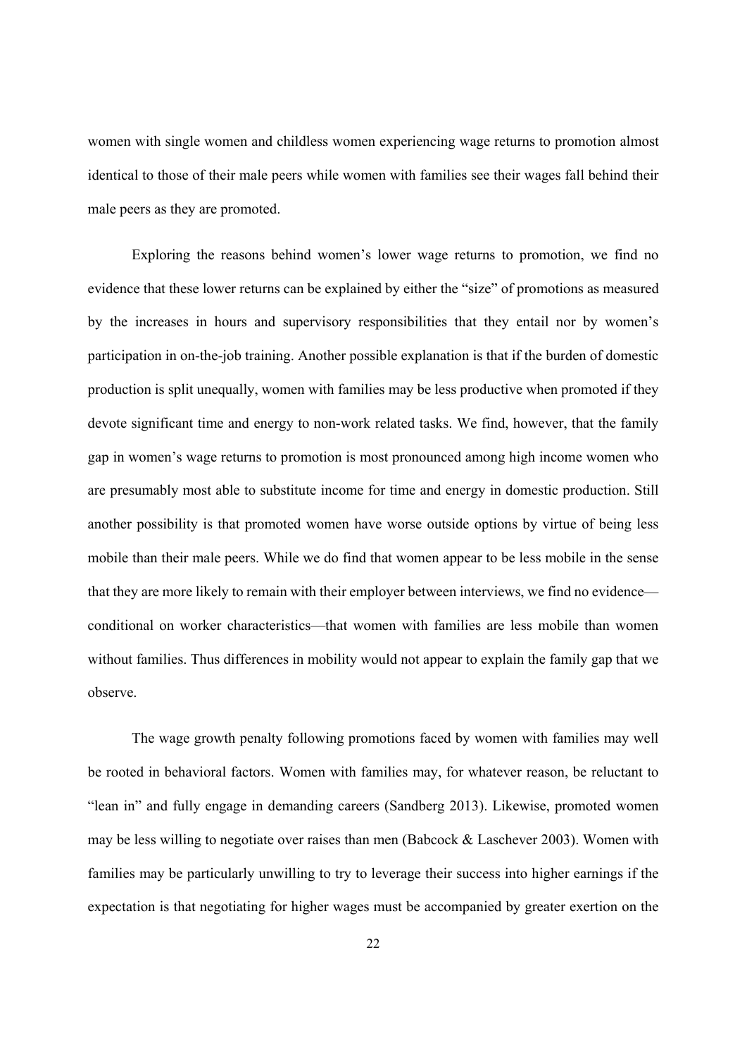women with single women and childless women experiencing wage returns to promotion almost identical to those of their male peers while women with families see their wages fall behind their male peers as they are promoted.

Exploring the reasons behind women's lower wage returns to promotion, we find no evidence that these lower returns can be explained by either the "size" of promotions as measured by the increases in hours and supervisory responsibilities that they entail nor by women's participation in on-the-job training. Another possible explanation is that if the burden of domestic production is split unequally, women with families may be less productive when promoted if they devote significant time and energy to non-work related tasks. We find, however, that the family gap in women's wage returns to promotion is most pronounced among high income women who are presumably most able to substitute income for time and energy in domestic production. Still another possibility is that promoted women have worse outside options by virtue of being less mobile than their male peers. While we do find that women appear to be less mobile in the sense that they are more likely to remain with their employer between interviews, we find no evidence—conditional on worker characteristics—that women with families are less mobile than women without families. Thus differences in mobility would not appear to explain the family gap that we observe.

The wage growth penalty following promotions faced by women with families may well be rooted in behavioral factors. Women with families may, for whatever reason, be reluctant to "lean in" and fully engage in demanding careers (Sandberg 2013). Likewise, promoted women may be less willing to negotiate over raises than men (Babcock & Laschever 2003). Women with families may be particularly unwilling to try to leverage their success into higher earnings if the expectation is that negotiating for higher wages must be accompanied by greater exertion on the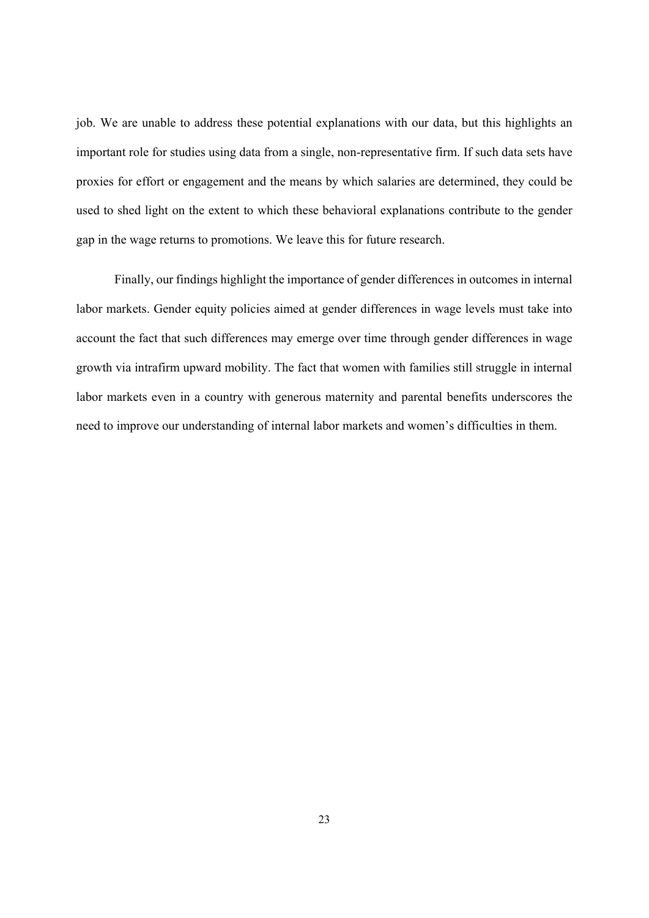job. We are unable to address these potential explanations with our data, but this highlights an important role for studies using data from a single, non-representative firm. If such data sets have proxies for effort or engagement and the means by which salaries are determined, they could be used to shed light on the extent to which these behavioral explanations contribute to the gender gap in the wage returns to promotions. We leave this for future research.

Finally, our findings highlight the importance of gender differences in outcomes in internal labor markets. Gender equity policies aimed at gender differences in wage levels must take into account the fact that such differences may emerge over time through gender differences in wage growth via intrafirm upward mobility. The fact that women with families still struggle in internal labor markets even in a country with generous maternity and parental benefits underscores the need to improve our understanding of internal labor markets and women's difficulties in them.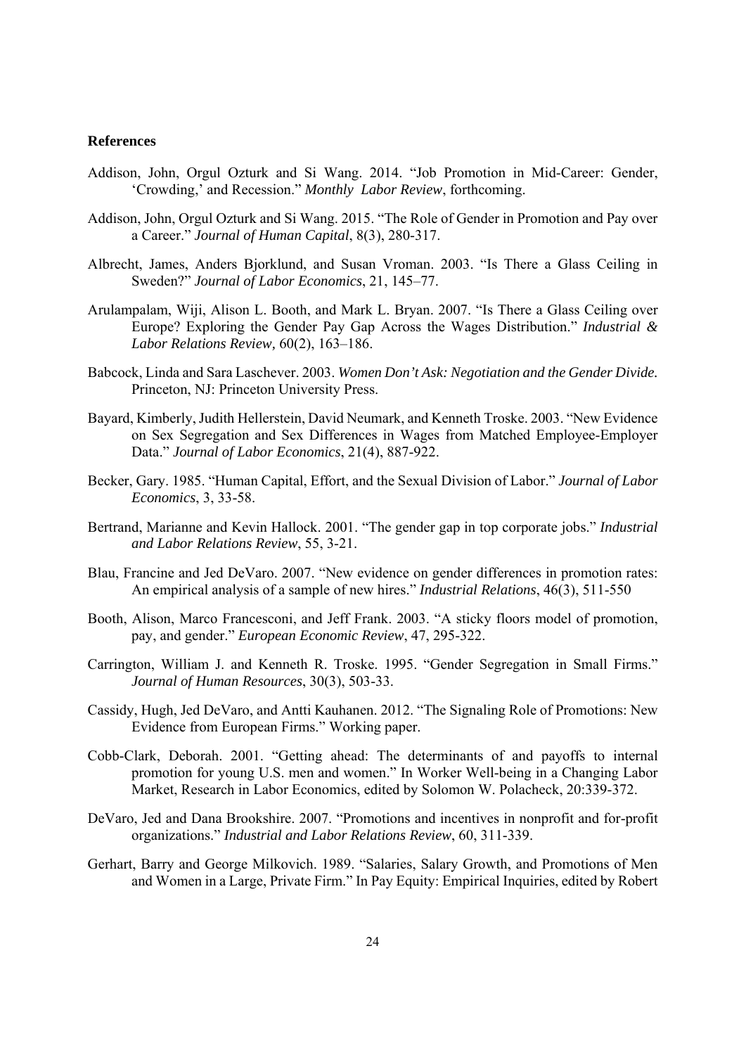**References**

Addison, John, Orgul Ozturk and Si Wang. 2014. "Job Promotion in Mid-Career: Gender, 'Crowding,' and Recession." *Monthly Labor Review*, forthcoming.

Addison, John, Orgul Ozturk and Si Wang. 2015. "The Role of Gender in Promotion and Pay over a Career." *Journal of Human Capital*, 8(3), 280-317.

Albrecht, James, Anders Bjorklund, and Susan Vroman. 2003. "Is There a Glass Ceiling in Sweden?" *Journal of Labor Economics*, 21, 145–77.

Arulampalam, Wiji, Alison L. Booth, and Mark L. Bryan. 2007. "Is There a Glass Ceiling over Europe? Exploring the Gender Pay Gap Across the Wages Distribution." *Industrial & Labor Relations Review,* 60(2), 163–186.

Babcock, Linda and Sara Laschever. 2003. *Women Don't Ask: Negotiation and the Gender Divide.* Princeton, NJ: Princeton University Press.

Bayard, Kimberly, Judith Hellerstein, David Neumark, and Kenneth Troske. 2003. "New Evidence on Sex Segregation and Sex Differences in Wages from Matched Employee-Employer Data." *Journal of Labor Economics*, 21(4), 887-922.

Becker, Gary. 1985. "Human Capital, Effort, and the Sexual Division of Labor." *Journal of Labor Economics*, 3, 33-58.

Bertrand, Marianne and Kevin Hallock. 2001. "The gender gap in top corporate jobs." *Industrial and Labor Relations Review*, 55, 3-21.

Blau, Francine and Jed DeVaro. 2007. "New evidence on gender differences in promotion rates: An empirical analysis of a sample of new hires." *Industrial Relations*, 46(3), 511-550

Booth, Alison, Marco Francesconi, and Jeff Frank. 2003. "A sticky floors model of promotion, pay, and gender." *European Economic Review*, 47, 295-322.

Carrington, William J. and Kenneth R. Troske. 1995. "Gender Segregation in Small Firms." *Journal of Human Resources*, 30(3), 503-33.

Cassidy, Hugh, Jed DeVaro, and Antti Kauhanen. 2012. "The Signaling Role of Promotions: New Evidence from European Firms." Working paper.

Cobb-Clark, Deborah. 2001. "Getting ahead: The determinants of and payoffs to internal promotion for young U.S. men and women." In Worker Well-being in a Changing Labor Market, Research in Labor Economics, edited by Solomon W. Polacheck, 20:339-372.

DeVaro, Jed and Dana Brookshire. 2007. "Promotions and incentives in nonprofit and for-profit organizations." *Industrial and Labor Relations Review*, 60, 311-339.

Gerhart, Barry and George Milkovich. 1989. "Salaries, Salary Growth, and Promotions of Men and Women in a Large, Private Firm." In Pay Equity: Empirical Inquiries, edited by Robert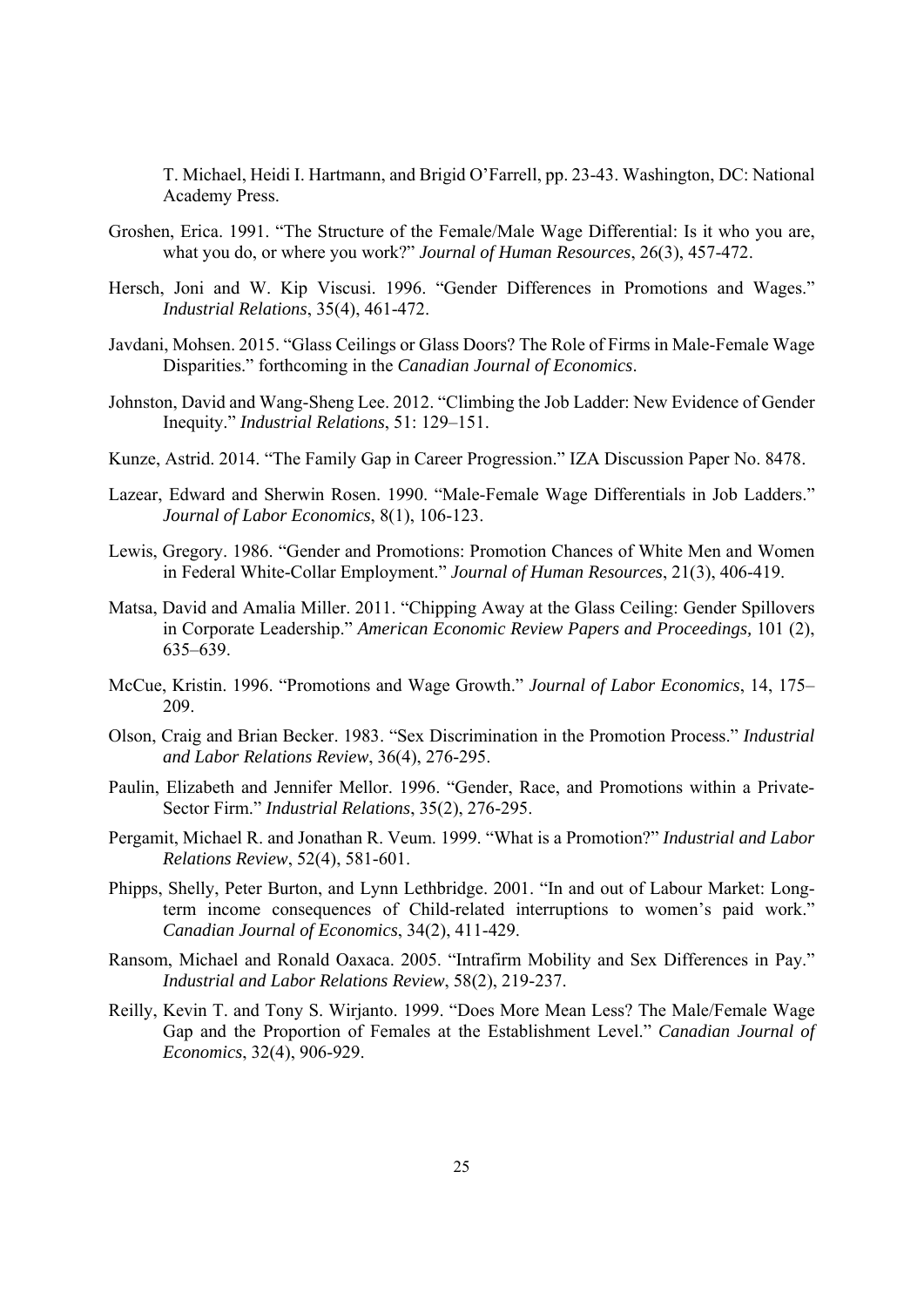T. Michael, Heidi I. Hartmann, and Brigid O'Farrell, pp. 23-43. Washington, DC: National Academy Press.

Groshen, Erica. 1991. "The Structure of the Female/Male Wage Differential: Is it who you are, what you do, or where you work?" *Journal of Human Resources*, 26(3), 457-472.

Hersch, Joni and W. Kip Viscusi. 1996. "Gender Differences in Promotions and Wages." *Industrial Relations*, 35(4), 461-472.

Javdani, Mohsen. 2015. "Glass Ceilings or Glass Doors? The Role of Firms in Male-Female Wage Disparities." forthcoming in the *Canadian Journal of Economics*.

Johnston, David and Wang-Sheng Lee. 2012. "Climbing the Job Ladder: New Evidence of Gender Inequity." *Industrial Relations*, 51: 129–151.

Kunze, Astrid. 2014. "The Family Gap in Career Progression." IZA Discussion Paper No. 8478.

Lazear, Edward and Sherwin Rosen. 1990. "Male-Female Wage Differentials in Job Ladders." *Journal of Labor Economics*, 8(1), 106-123.

Lewis, Gregory. 1986. "Gender and Promotions: Promotion Chances of White Men and Women in Federal White-Collar Employment." *Journal of Human Resources*, 21(3), 406-419.

Matsa, David and Amalia Miller. 2011. "Chipping Away at the Glass Ceiling: Gender Spillovers in Corporate Leadership." *American Economic Review Papers and Proceedings,* 101 (2), 635–639.

McCue, Kristin. 1996. "Promotions and Wage Growth." *Journal of Labor Economics*, 14, 175–209.

Olson, Craig and Brian Becker. 1983. "Sex Discrimination in the Promotion Process." *Industrial and Labor Relations Review*, 36(4), 276-295.

Paulin, Elizabeth and Jennifer Mellor. 1996. "Gender, Race, and Promotions within a Private-Sector Firm." *Industrial Relations*, 35(2), 276-295.

Pergamit, Michael R. and Jonathan R. Veum. 1999. "What is a Promotion?" *Industrial and Labor Relations Review*, 52(4), 581-601.

Phipps, Shelly, Peter Burton, and Lynn Lethbridge. 2001. "In and out of Labour Market: Long-term income consequences of Child-related interruptions to women's paid work." *Canadian Journal of Economics*, 34(2), 411-429.

Ransom, Michael and Ronald Oaxaca. 2005. "Intrafirm Mobility and Sex Differences in Pay." *Industrial and Labor Relations Review*, 58(2), 219-237.

Reilly, Kevin T. and Tony S. Wirjanto. 1999. "Does More Mean Less? The Male/Female Wage Gap and the Proportion of Females at the Establishment Level." *Canadian Journal of Economics*, 32(4), 906-929.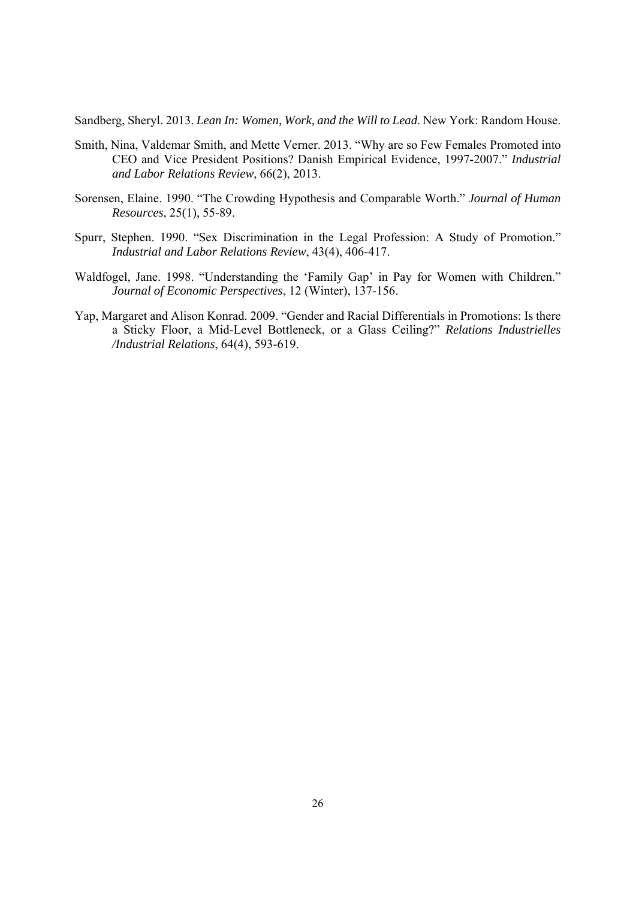Sandberg, Sheryl. 2013. *Lean In: Women, Work, and the Will to Lead*. New York: Random House.

Smith, Nina, Valdemar Smith, and Mette Verner. 2013. "Why are so Few Females Promoted into CEO and Vice President Positions? Danish Empirical Evidence, 1997-2007." *Industrial and Labor Relations Review*, 66(2), 2013.

Sorensen, Elaine. 1990. "The Crowding Hypothesis and Comparable Worth." *Journal of Human Resources*, 25(1), 55-89.

Spurr, Stephen. 1990. "Sex Discrimination in the Legal Profession: A Study of Promotion." *Industrial and Labor Relations Review*, 43(4), 406-417.

Waldfogel, Jane. 1998. "Understanding the 'Family Gap' in Pay for Women with Children." *Journal of Economic Perspectives*, 12 (Winter), 137-156.

Yap, Margaret and Alison Konrad. 2009. "Gender and Racial Differentials in Promotions: Is there a Sticky Floor, a Mid-Level Bottleneck, or a Glass Ceiling?" *Relations Industrielles /Industrial Relations*, 64(4), 593-619.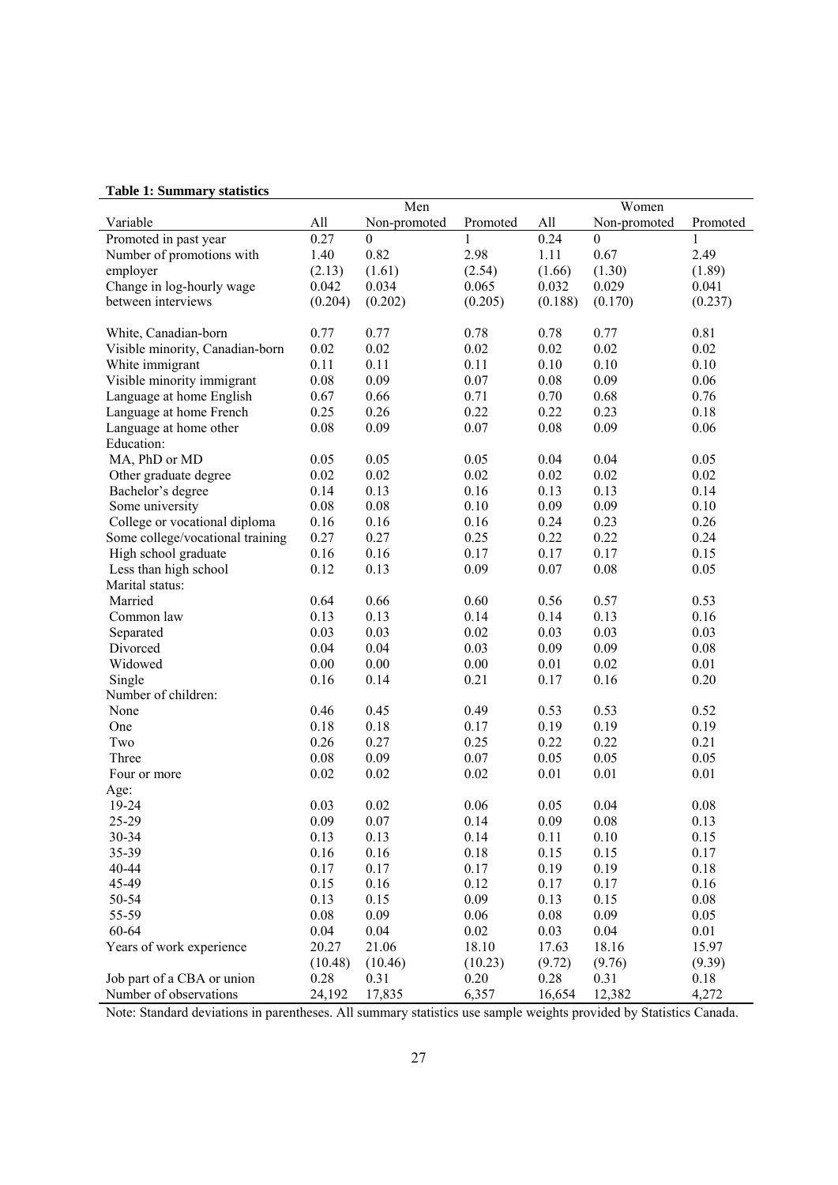**Table 1: Summary statistics**

| | Men | | | Women | | |
|---|---|---|---|---|---|---|
| Variable | All | Non-promoted | Promoted | All | Non-promoted | Promoted |
| Promoted in past year | 0.27 | 0 | 1 | 0.24 | 0 | 1 |
| Number of promotions with employer | 1.40 | 0.82 | 2.98 | 1.11 | 0.67 | 2.49 |
| | (2.13) | (1.61) | (2.54) | (1.66) | (1.30) | (1.89) |
| Change in log-hourly wage between interviews | 0.042 | 0.034 | 0.065 | 0.032 | 0.029 | 0.041 |
| | (0.204) | (0.202) | (0.205) | (0.188) | (0.170) | (0.237) |
| White, Canadian-born | 0.77 | 0.77 | 0.78 | 0.78 | 0.77 | 0.81 |
| Visible minority, Canadian-born | 0.02 | 0.02 | 0.02 | 0.02 | 0.02 | 0.02 |
| White immigrant | 0.11 | 0.11 | 0.11 | 0.10 | 0.10 | 0.10 |
| Visible minority immigrant | 0.08 | 0.09 | 0.07 | 0.08 | 0.09 | 0.06 |
| Language at home English | 0.67 | 0.66 | 0.71 | 0.70 | 0.68 | 0.76 |
| Language at home French | 0.25 | 0.26 | 0.22 | 0.22 | 0.23 | 0.18 |
| Language at home other | 0.08 | 0.09 | 0.07 | 0.08 | 0.09 | 0.06 |
| Education: | | | | | | |
| MA, PhD or MD | 0.05 | 0.05 | 0.05 | 0.04 | 0.04 | 0.05 |
| Other graduate degree | 0.02 | 0.02 | 0.02 | 0.02 | 0.02 | 0.02 |
| Bachelor's degree | 0.14 | 0.13 | 0.16 | 0.13 | 0.13 | 0.14 |
| Some university | 0.08 | 0.08 | 0.10 | 0.09 | 0.09 | 0.10 |
| College or vocational diploma | 0.16 | 0.16 | 0.16 | 0.24 | 0.23 | 0.26 |
| Some college/vocational training | 0.27 | 0.27 | 0.25 | 0.22 | 0.22 | 0.24 |
| High school graduate | 0.16 | 0.16 | 0.17 | 0.17 | 0.17 | 0.15 |
| Less than high school | 0.12 | 0.13 | 0.09 | 0.07 | 0.08 | 0.05 |
| Marital status: | | | | | | |
| Married | 0.64 | 0.66 | 0.60 | 0.56 | 0.57 | 0.53 |
| Common law | 0.13 | 0.13 | 0.14 | 0.14 | 0.13 | 0.16 |
| Separated | 0.03 | 0.03 | 0.02 | 0.03 | 0.03 | 0.03 |
| Divorced | 0.04 | 0.04 | 0.03 | 0.09 | 0.09 | 0.08 |
| Widowed | 0.00 | 0.00 | 0.00 | 0.01 | 0.02 | 0.01 |
| Single | 0.16 | 0.14 | 0.21 | 0.17 | 0.16 | 0.20 |
| Number of children: | | | | | | |
| None | 0.46 | 0.45 | 0.49 | 0.53 | 0.53 | 0.52 |
| One | 0.18 | 0.18 | 0.17 | 0.19 | 0.19 | 0.19 |
| Two | 0.26 | 0.27 | 0.25 | 0.22 | 0.22 | 0.21 |
| Three | 0.08 | 0.09 | 0.07 | 0.05 | 0.05 | 0.05 |
| Four or more | 0.02 | 0.02 | 0.02 | 0.01 | 0.01 | 0.01 |
| Age: | | | | | | |
| 19-24 | 0.03 | 0.02 | 0.06 | 0.05 | 0.04 | 0.08 |
| 25-29 | 0.09 | 0.07 | 0.14 | 0.09 | 0.08 | 0.13 |
| 30-34 | 0.13 | 0.13 | 0.14 | 0.11 | 0.10 | 0.15 |
| 35-39 | 0.16 | 0.16 | 0.18 | 0.15 | 0.15 | 0.17 |
| 40-44 | 0.17 | 0.17 | 0.17 | 0.19 | 0.19 | 0.18 |
| 45-49 | 0.15 | 0.16 | 0.12 | 0.17 | 0.17 | 0.16 |
| 50-54 | 0.13 | 0.15 | 0.09 | 0.13 | 0.15 | 0.08 |
| 55-59 | 0.08 | 0.09 | 0.06 | 0.08 | 0.09 | 0.05 |
| 60-64 | 0.04 | 0.04 | 0.02 | 0.03 | 0.04 | 0.01 |
| Years of work experience | 20.27 | 21.06 | 18.10 | 17.63 | 18.16 | 15.97 |
| | (10.48) | (10.46) | (10.23) | (9.72) | (9.76) | (9.39) |
| Job part of a CBA or union | 0.28 | 0.31 | 0.20 | 0.28 | 0.31 | 0.18 |
| Number of observations | 24,192 | 17,835 | 6,357 | 16,654 | 12,382 | 4,272 |

Note: Standard deviations in parentheses. All summary statistics use sample weights provided by Statistics Canada.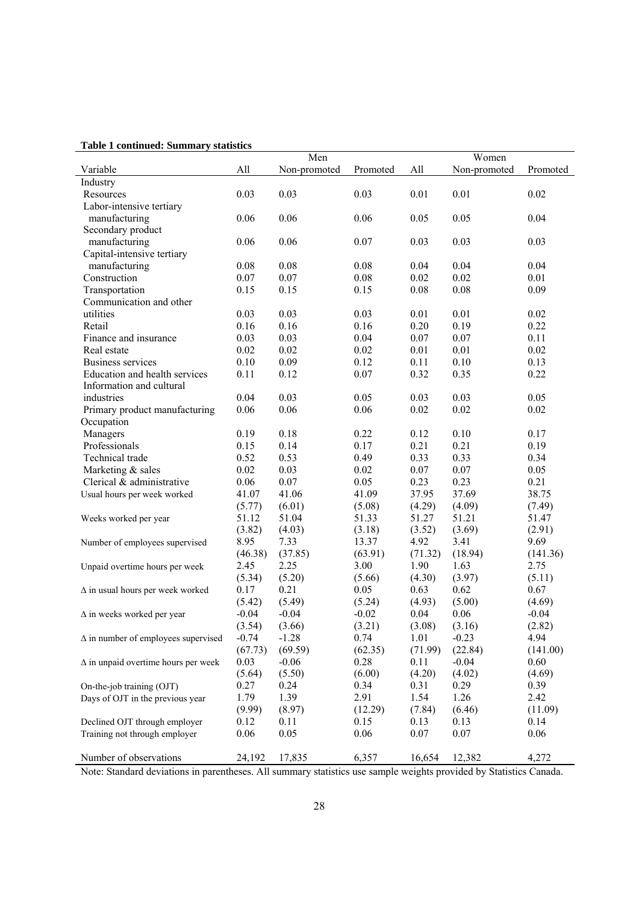**Table 1 continued: Summary statistics**

| | Men | | | Women | | |
|---|---|---|---|---|---|---|
| Variable | All | Non-promoted | Promoted | All | Non-promoted | Promoted |
| Industry | | | | | | |
| Resources | 0.03 | 0.03 | 0.03 | 0.01 | 0.01 | 0.02 |
| Labor-intensive tertiary manufacturing | 0.06 | 0.06 | 0.06 | 0.05 | 0.05 | 0.04 |
| Secondary product manufacturing | 0.06 | 0.06 | 0.07 | 0.03 | 0.03 | 0.03 |
| Capital-intensive tertiary manufacturing | 0.08 | 0.08 | 0.08 | 0.04 | 0.04 | 0.04 |
| Construction | 0.07 | 0.07 | 0.08 | 0.02 | 0.02 | 0.01 |
| Transportation | 0.15 | 0.15 | 0.15 | 0.08 | 0.08 | 0.09 |
| Communication and other utilities | 0.03 | 0.03 | 0.03 | 0.01 | 0.01 | 0.02 |
| Retail | 0.16 | 0.16 | 0.16 | 0.20 | 0.19 | 0.22 |
| Finance and insurance | 0.03 | 0.03 | 0.04 | 0.07 | 0.07 | 0.11 |
| Real estate | 0.02 | 0.02 | 0.02 | 0.01 | 0.01 | 0.02 |
| Business services | 0.10 | 0.09 | 0.12 | 0.11 | 0.10 | 0.13 |
| Education and health services | 0.11 | 0.12 | 0.07 | 0.32 | 0.35 | 0.22 |
| Information and cultural industries | 0.04 | 0.03 | 0.05 | 0.03 | 0.03 | 0.05 |
| Primary product manufacturing | 0.06 | 0.06 | 0.06 | 0.02 | 0.02 | 0.02 |
| Occupation | | | | | | |
| Managers | 0.19 | 0.18 | 0.22 | 0.12 | 0.10 | 0.17 |
| Professionals | 0.15 | 0.14 | 0.17 | 0.21 | 0.21 | 0.19 |
| Technical trade | 0.52 | 0.53 | 0.49 | 0.33 | 0.33 | 0.34 |
| Marketing & sales | 0.02 | 0.03 | 0.02 | 0.07 | 0.07 | 0.05 |
| Clerical & administrative | 0.06 | 0.07 | 0.05 | 0.23 | 0.23 | 0.21 |
| Usual hours per week worked | 41.07 | 41.06 | 41.09 | 37.95 | 37.69 | 38.75 |
| | (5.77) | (6.01) | (5.08) | (4.29) | (4.09) | (7.49) |
| Weeks worked per year | 51.12 | 51.04 | 51.33 | 51.27 | 51.21 | 51.47 |
| | (3.82) | (4.03) | (3.18) | (3.52) | (3.69) | (2.91) |
| Number of employees supervised | 8.95 | 7.33 | 13.37 | 4.92 | 3.41 | 9.69 |
| | (46.38) | (37.85) | (63.91) | (71.32) | (18.94) | (141.36) |
| Unpaid overtime hours per week | 2.45 | 2.25 | 3.00 | 1.90 | 1.63 | 2.75 |
| | (5.34) | (5.20) | (5.66) | (4.30) | (3.97) | (5.11) |
| $\Delta$ in usual hours per week worked | 0.17 | 0.21 | 0.05 | 0.63 | 0.62 | 0.67 |
| | (5.42) | (5.49) | (5.24) | (4.93) | (5.00) | (4.69) |
| $\Delta$ in weeks worked per year | -0.04 | -0.04 | -0.02 | 0.04 | 0.06 | -0.04 |
| | (3.54) | (3.66) | (3.21) | (3.08) | (3.16) | (2.82) |
| $\Delta$ in number of employees supervised | -0.74 | -1.28 | 0.74 | 1.01 | -0.23 | 4.94 |
| | (67.73) | (69.59) | (62.35) | (71.99) | (22.84) | (141.00) |
| $\Delta$ in unpaid overtime hours per week | 0.03 | -0.06 | 0.28 | 0.11 | -0.04 | 0.60 |
| | (5.64) | (5.50) | (6.00) | (4.20) | (4.02) | (4.69) |
| On-the-job training (OJT) | 0.27 | 0.24 | 0.34 | 0.31 | 0.29 | 0.39 |
| Days of OJT in the previous year | 1.79 | 1.39 | 2.91 | 1.54 | 1.26 | 2.42 |
| | (9.99) | (8.97) | (12.29) | (7.84) | (6.46) | (11.09) |
| Declined OJT through employer | 0.12 | 0.11 | 0.15 | 0.13 | 0.13 | 0.14 |
| Training not through employer | 0.06 | 0.05 | 0.06 | 0.07 | 0.07 | 0.06 |
| Number of observations | 24,192 | 17,835 | 6,357 | 16,654 | 12,382 | 4,272 |

Note: Standard deviations in parentheses. All summary statistics use sample weights provided by Statistics Canada.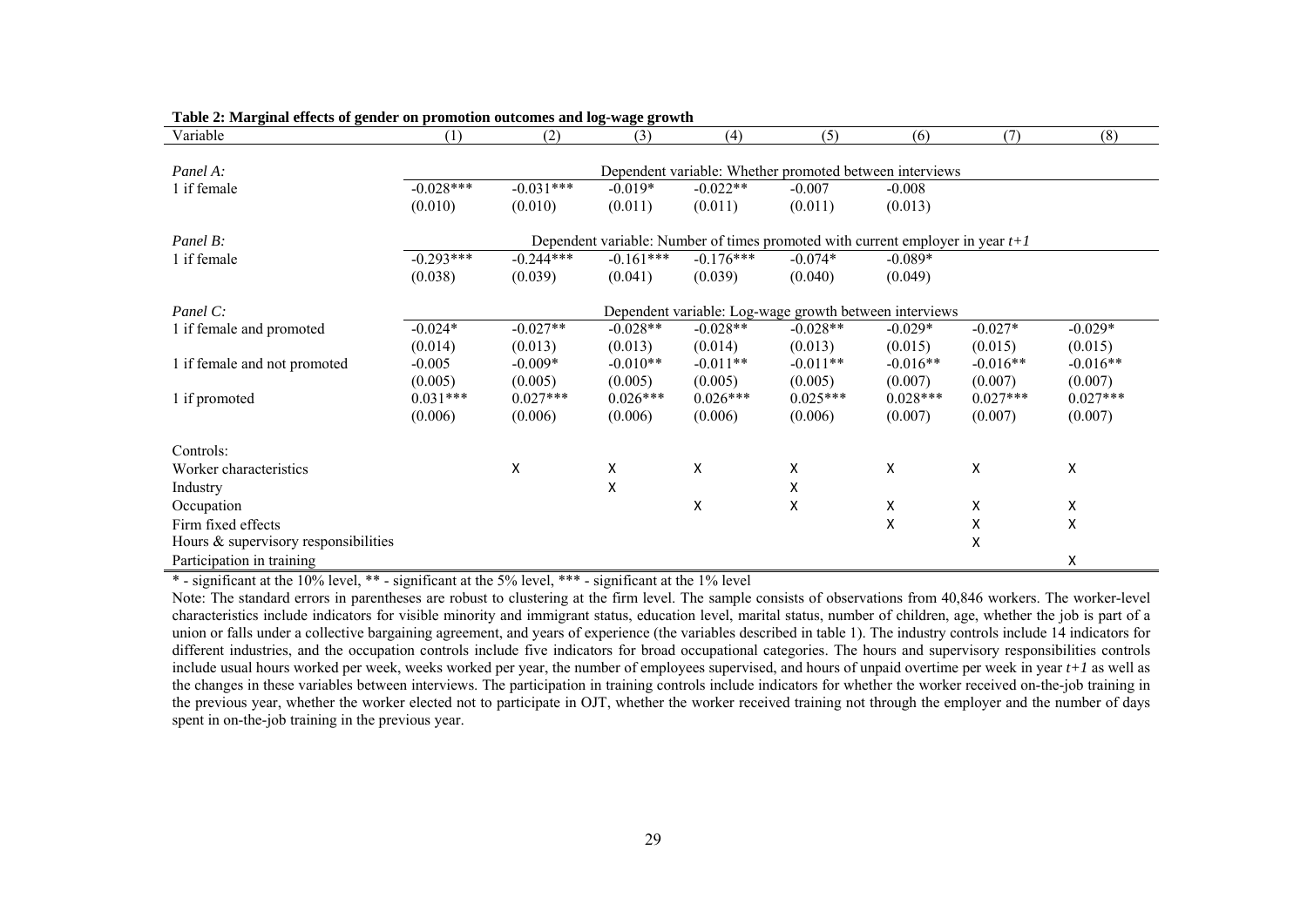**Table 2: Marginal effects of gender on promotion outcomes and log-wage growth**

| Variable | (1) | (2) | (3) | (4) | (5) | (6) | (7) | (8) |
|---|---|---|---|---|---|---|---|---|
| *Panel A:* | Dependent variable: Whether promoted between interviews | | | | | | | |
| 1 if female | -0.028*** | -0.031*** | -0.019* | -0.022** | -0.007 | -0.008 | | |
| | (0.010) | (0.010) | (0.011) | (0.011) | (0.011) | (0.013) | | |
| *Panel B:* | Dependent variable: Number of times promoted with current employer in year *t+1* | | | | | | | |
| 1 if female | -0.293*** | -0.244*** | -0.161*** | -0.176*** | -0.074* | -0.089* | | |
| | (0.038) | (0.039) | (0.041) | (0.039) | (0.040) | (0.049) | | |
| *Panel C:* | Dependent variable: Log-wage growth between interviews | | | | | | | |
| 1 if female and promoted | -0.024* | -0.027** | -0.028** | -0.028** | -0.028** | -0.029* | -0.027* | -0.029* |
| | (0.014) | (0.013) | (0.013) | (0.014) | (0.013) | (0.015) | (0.015) | (0.015) |
| 1 if female and not promoted | -0.005 | -0.009* | -0.010** | -0.011** | -0.011** | -0.016** | -0.016** | -0.016** |
| | (0.005) | (0.005) | (0.005) | (0.005) | (0.005) | (0.007) | (0.007) | (0.007) |
| 1 if promoted | 0.031*** | 0.027*** | 0.026*** | 0.026*** | 0.025*** | 0.028*** | 0.027*** | 0.027*** |
| | (0.006) | (0.006) | (0.006) | (0.006) | (0.006) | (0.007) | (0.007) | (0.007) |
| Controls: | | | | | | | | |
| Worker characteristics | | X | X | X | X | X | X | X |
| Industry | | | X | | X | | | |
| Occupation | | | | X | X | X | X | X |
| Firm fixed effects | | | | | | X | X | X |
| Hours & supervisory responsibilities | | | | | | | X | |
| Participation in training | | | | | | | | X |

* - significant at the 10% level, ** - significant at the 5% level, *** - significant at the 1% level

Note: The standard errors in parentheses are robust to clustering at the firm level. The sample consists of observations from 40,846 workers. The worker-level characteristics include indicators for visible minority and immigrant status, education level, marital status, number of children, age, whether the job is part of a union or falls under a collective bargaining agreement, and years of experience (the variables described in table 1). The industry controls include 14 indicators for different industries, and the occupation controls include five indicators for broad occupational categories. The hours and supervisory responsibilities controls include usual hours worked per week, weeks worked per year, the number of employees supervised, and hours of unpaid overtime per week in year *t+1* as well as the changes in these variables between interviews. The participation in training controls include indicators for whether the worker received on-the-job training in the previous year, whether the worker elected not to participate in OJT, whether the worker received training not through the employer and the number of days spent in on-the-job training in the previous year.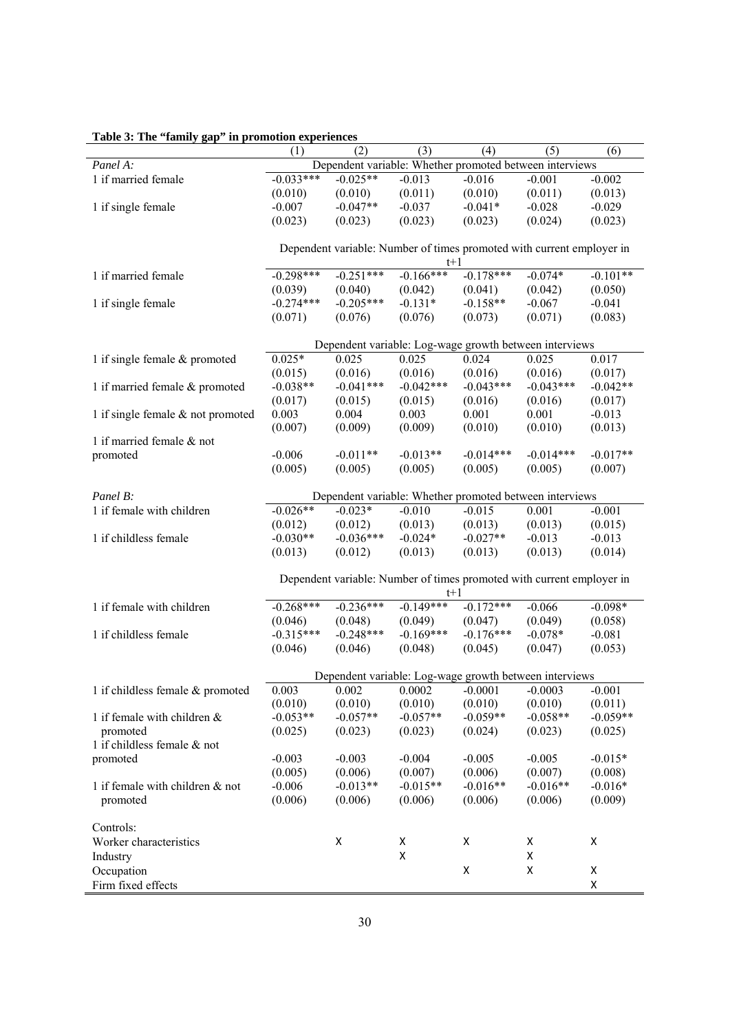**Table 3: The "family gap" in promotion experiences**

| | (1) | (2) | (3) | (4) | (5) | (6) |
|---|---|---|---|---|---|---|
| *Panel A:* | Dependent variable: Whether promoted between interviews | | | | | |
| 1 if married female | -0.033*** | -0.025** | -0.013 | -0.016 | -0.001 | -0.002 |
| | (0.010) | (0.010) | (0.011) | (0.010) | (0.011) | (0.013) |
| 1 if single female | -0.007 | -0.047** | -0.037 | -0.041* | -0.028 | -0.029 |
| | (0.023) | (0.023) | (0.023) | (0.023) | (0.024) | (0.023) |
| | Dependent variable: Number of times promoted with current employer in t+1 | | | | | |
| 1 if married female | -0.298*** | -0.251*** | -0.166*** | -0.178*** | -0.074* | -0.101** |
| | (0.039) | (0.040) | (0.042) | (0.041) | (0.042) | (0.050) |
| 1 if single female | -0.274*** | -0.205*** | -0.131* | -0.158** | -0.067 | -0.041 |
| | (0.071) | (0.076) | (0.076) | (0.073) | (0.071) | (0.083) |
| | Dependent variable: Log-wage growth between interviews | | | | | |
| 1 if single female & promoted | 0.025* | 0.025 | 0.025 | 0.024 | 0.025 | 0.017 |
| | (0.015) | (0.016) | (0.016) | (0.016) | (0.016) | (0.017) |
| 1 if married female & promoted | -0.038** | -0.041*** | -0.042*** | -0.043*** | -0.043*** | -0.042** |
| | (0.017) | (0.015) | (0.015) | (0.016) | (0.016) | (0.017) |
| 1 if single female & not promoted | 0.003 | 0.004 | 0.003 | 0.001 | 0.001 | -0.013 |
| | (0.007) | (0.009) | (0.009) | (0.010) | (0.010) | (0.013) |
| 1 if married female & not promoted | -0.006 | -0.011** | -0.013** | -0.014*** | -0.014*** | -0.017** |
| | (0.005) | (0.005) | (0.005) | (0.005) | (0.005) | (0.007) |
| *Panel B:* | Dependent variable: Whether promoted between interviews | | | | | |
| 1 if female with children | -0.026** | -0.023* | -0.010 | -0.015 | 0.001 | -0.001 |
| | (0.012) | (0.012) | (0.013) | (0.013) | (0.013) | (0.015) |
| 1 if childless female | -0.030** | -0.036*** | -0.024* | -0.027** | -0.013 | -0.013 |
| | (0.013) | (0.012) | (0.013) | (0.013) | (0.013) | (0.014) |
| | Dependent variable: Number of times promoted with current employer in t+1 | | | | | |
| 1 if female with children | -0.268*** | -0.236*** | -0.149*** | -0.172*** | -0.066 | -0.098* |
| | (0.046) | (0.048) | (0.049) | (0.047) | (0.049) | (0.058) |
| 1 if childless female | -0.315*** | -0.248*** | -0.169*** | -0.176*** | -0.078* | -0.081 |
| | (0.046) | (0.046) | (0.048) | (0.045) | (0.047) | (0.053) |
| | Dependent variable: Log-wage growth between interviews | | | | | |
| 1 if childless female & promoted | 0.003 | 0.002 | 0.0002 | -0.0001 | -0.0003 | -0.001 |
| | (0.010) | (0.010) | (0.010) | (0.010) | (0.010) | (0.011) |
| 1 if female with children & promoted | -0.053** | -0.057** | -0.057** | -0.059** | -0.058** | -0.059** |
| | (0.025) | (0.023) | (0.023) | (0.024) | (0.023) | (0.025) |
| 1 if childless female & not promoted | -0.003 | -0.003 | -0.004 | -0.005 | -0.005 | -0.015* |
| | (0.005) | (0.006) | (0.007) | (0.006) | (0.007) | (0.008) |
| 1 if female with children & not promoted | -0.006 | -0.013** | -0.015** | -0.016** | -0.016** | -0.016* |
| | (0.006) | (0.006) | (0.006) | (0.006) | (0.006) | (0.009) |
| Controls: | | | | | | |
| Worker characteristics | | X | X | X | X | X |
| Industry | | | X | | X | |
| Occupation | | | | X | X | X |
| Firm fixed effects | | | | | | X |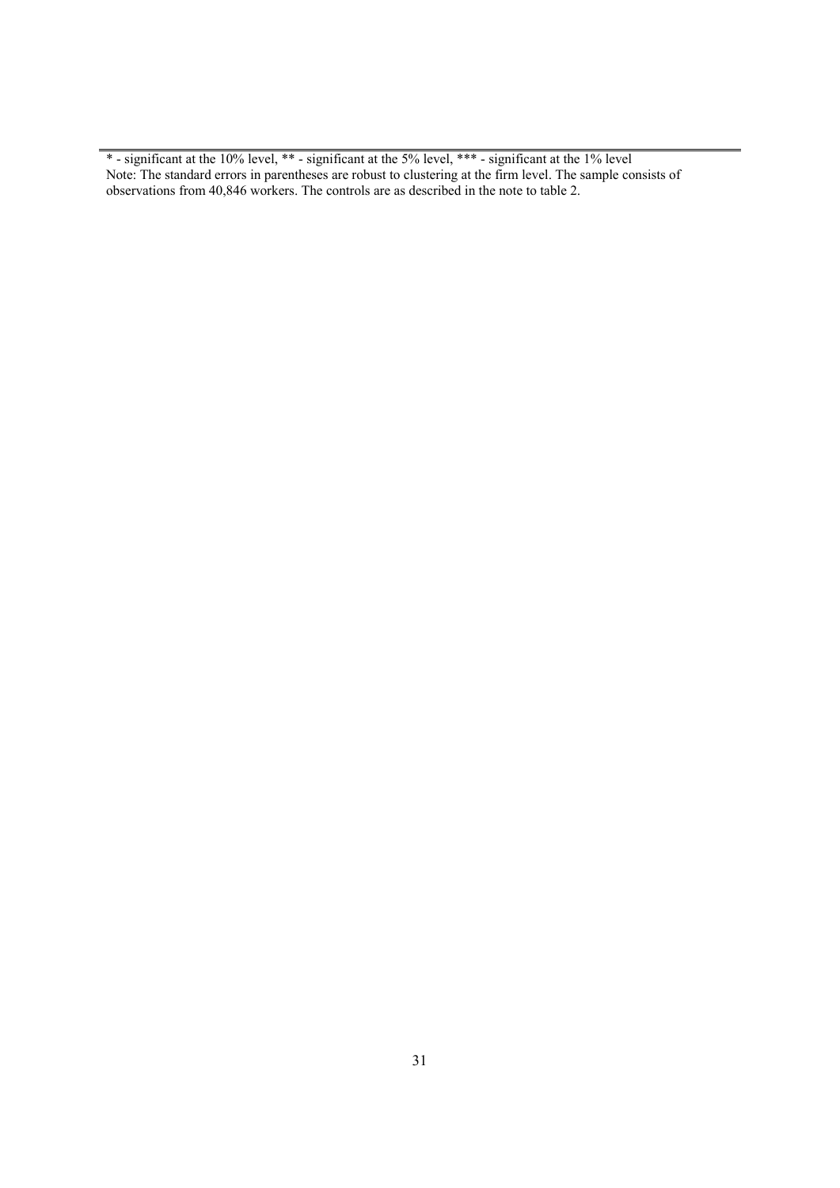* - significant at the 10% level, ** - significant at the 5% level, *** - significant at the 1% level
Note: The standard errors in parentheses are robust to clustering at the firm level. The sample consists of observations from 40,846 workers. The controls are as described in the note to table 2.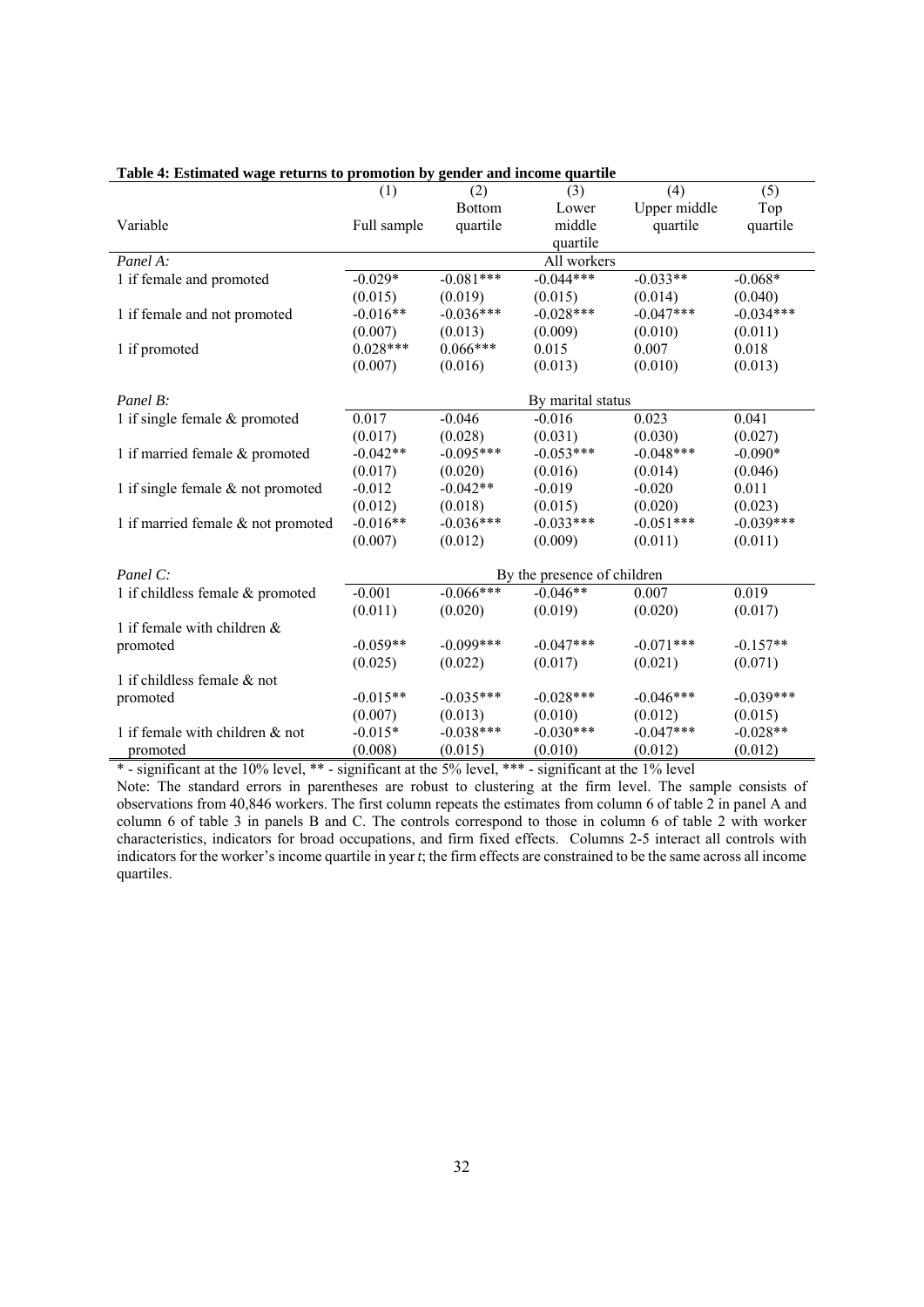**Table 4: Estimated wage returns to promotion by gender and income quartile**

| Variable | (1) Full sample | (2) Bottom quartile | (3) Lower middle quartile | (4) Upper middle quartile | (5) Top quartile |
|---|---|---|---|---|---|
| *Panel A:* | | | All workers | | |
| 1 if female and promoted | -0.029* | -0.081*** | -0.044*** | -0.033** | -0.068* |
| | (0.015) | (0.019) | (0.015) | (0.014) | (0.040) |
| 1 if female and not promoted | -0.016** | -0.036*** | -0.028*** | -0.047*** | -0.034*** |
| | (0.007) | (0.013) | (0.009) | (0.010) | (0.011) |
| 1 if promoted | 0.028*** | 0.066*** | 0.015 | 0.007 | 0.018 |
| | (0.007) | (0.016) | (0.013) | (0.010) | (0.013) |
| *Panel B:* | | | By marital status | | |
| 1 if single female & promoted | 0.017 | -0.046 | -0.016 | 0.023 | 0.041 |
| | (0.017) | (0.028) | (0.031) | (0.030) | (0.027) |
| 1 if married female & promoted | -0.042** | -0.095*** | -0.053*** | -0.048*** | -0.090* |
| | (0.017) | (0.020) | (0.016) | (0.014) | (0.046) |
| 1 if single female & not promoted | -0.012 | -0.042** | -0.019 | -0.020 | 0.011 |
| | (0.012) | (0.018) | (0.015) | (0.020) | (0.023) |
| 1 if married female & not promoted | -0.016** | -0.036*** | -0.033*** | -0.051*** | -0.039*** |
| | (0.007) | (0.012) | (0.009) | (0.011) | (0.011) |
| *Panel C:* | | | By the presence of children | | |
| 1 if childless female & promoted | -0.001 | -0.066*** | -0.046** | 0.007 | 0.019 |
| | (0.011) | (0.020) | (0.019) | (0.020) | (0.017) |
| 1 if female with children & promoted | -0.059** | -0.099*** | -0.047*** | -0.071*** | -0.157** |
| | (0.025) | (0.022) | (0.017) | (0.021) | (0.071) |
| 1 if childless female & not promoted | -0.015** | -0.035*** | -0.028*** | -0.046*** | -0.039*** |
| | (0.007) | (0.013) | (0.010) | (0.012) | (0.015) |
| 1 if female with children & not promoted | -0.015* | -0.038*** | -0.030*** | -0.047*** | -0.028** |
| | (0.008) | (0.015) | (0.010) | (0.012) | (0.012) |

* - significant at the 10% level, ** - significant at the 5% level, *** - significant at the 1% level

Note: The standard errors in parentheses are robust to clustering at the firm level. The sample consists of observations from 40,846 workers. The first column repeats the estimates from column 6 of table 2 in panel A and column 6 of table 3 in panels B and C. The controls correspond to those in column 6 of table 2 with worker characteristics, indicators for broad occupations, and firm fixed effects. Columns 2-5 interact all controls with indicators for the worker's income quartile in year *t*; the firm effects are constrained to be the same across all income quartiles.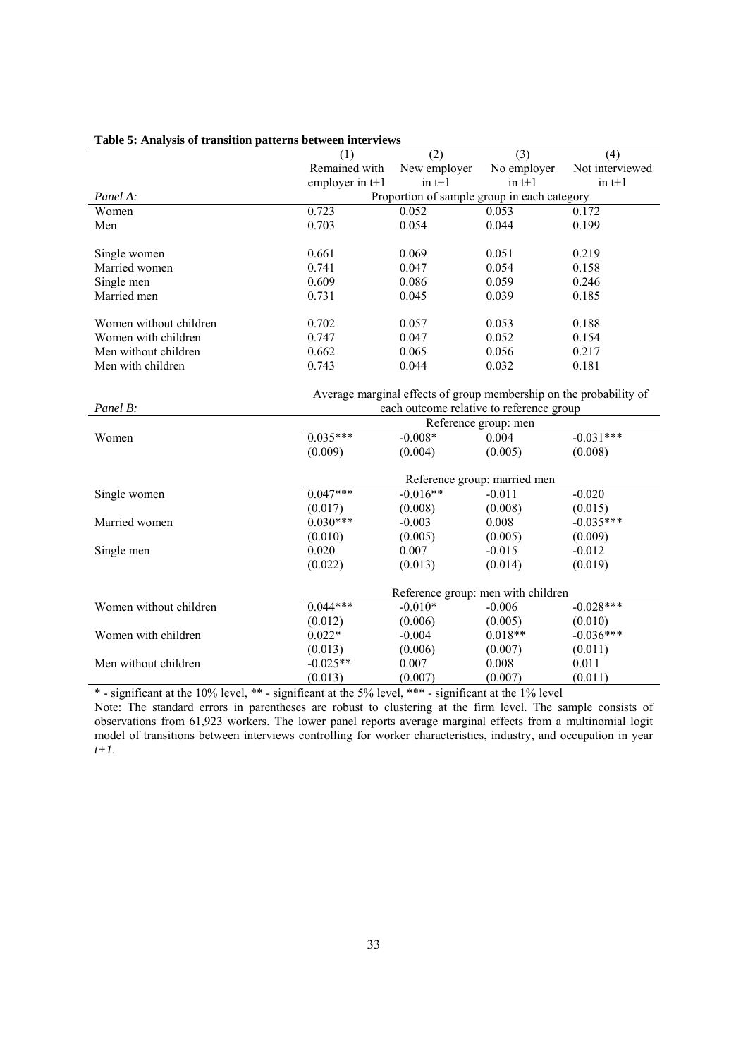**Table 5: Analysis of transition patterns between interviews**

| | (1) | (2) | (3) | (4) |
|---|---|---|---|---|
| | Remained with employer in t+1 | New employer in t+1 | No employer in t+1 | Not interviewed in t+1 |
| *Panel A:* | Proportion of sample group in each category | | | |
| Women | 0.723 | 0.052 | 0.053 | 0.172 |
| Men | 0.703 | 0.054 | 0.044 | 0.199 |
| | | | | |
| Single women | 0.661 | 0.069 | 0.051 | 0.219 |
| Married women | 0.741 | 0.047 | 0.054 | 0.158 |
| Single men | 0.609 | 0.086 | 0.059 | 0.246 |
| Married men | 0.731 | 0.045 | 0.039 | 0.185 |
| | | | | |
| Women without children | 0.702 | 0.057 | 0.053 | 0.188 |
| Women with children | 0.747 | 0.047 | 0.052 | 0.154 |
| Men without children | 0.662 | 0.065 | 0.056 | 0.217 |
| Men with children | 0.743 | 0.044 | 0.032 | 0.181 |
| | | | | |
| *Panel B:* | Average marginal effects of group membership on the probability of each outcome relative to reference group | | | |
| | Reference group: men | | | |
| Women | 0.035*** | -0.008* | 0.004 | -0.031*** |
| | (0.009) | (0.004) | (0.005) | (0.008) |
| | Reference group: married men | | | |
| Single women | 0.047*** | -0.016** | -0.011 | -0.020 |
| | (0.017) | (0.008) | (0.008) | (0.015) |
| Married women | 0.030*** | -0.003 | 0.008 | -0.035*** |
| | (0.010) | (0.005) | (0.005) | (0.009) |
| Single men | 0.020 | 0.007 | -0.015 | -0.012 |
| | (0.022) | (0.013) | (0.014) | (0.019) |
| | Reference group: men with children | | | |
| Women without children | 0.044*** | -0.010* | -0.006 | -0.028*** |
| | (0.012) | (0.006) | (0.005) | (0.010) |
| Women with children | 0.022* | -0.004 | 0.018** | -0.036*** |
| | (0.013) | (0.006) | (0.007) | (0.011) |
| Men without children | -0.025** | 0.007 | 0.008 | 0.011 |
| | (0.013) | (0.007) | (0.007) | (0.011) |

* - significant at the 10% level, ** - significant at the 5% level, *** - significant at the 1% level

Note: The standard errors in parentheses are robust to clustering at the firm level. The sample consists of observations from 61,923 workers. The lower panel reports average marginal effects from a multinomial logit model of transitions between interviews controlling for worker characteristics, industry, and occupation in year *t+1*.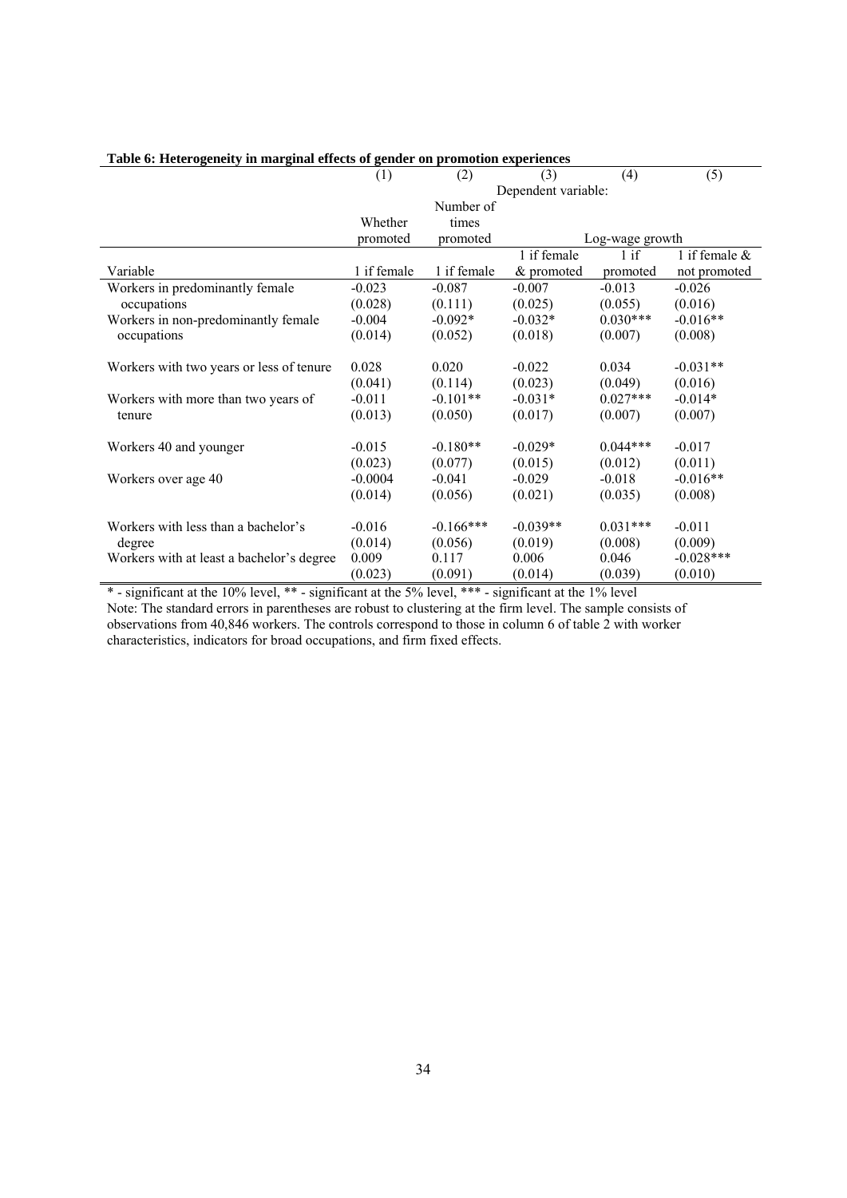**Table 6: Heterogeneity in marginal effects of gender on promotion experiences**

| | (1) | (2) | (3) | (4) | (5) |
|---|---|---|---|---|---|
| | Dependent variable: | | | | |
| | Whether promoted | Number of times promoted | Log-wage growth | | |
| Variable | 1 if female | 1 if female | 1 if female & promoted | 1 if promoted | 1 if female & not promoted |
| Workers in predominantly female occupations | -0.023 | -0.087 | -0.007 | -0.013 | -0.026 |
| | (0.028) | (0.111) | (0.025) | (0.055) | (0.016) |
| Workers in non-predominantly female occupations | -0.004 | -0.092* | -0.032* | 0.030*** | -0.016** |
| | (0.014) | (0.052) | (0.018) | (0.007) | (0.008) |
| Workers with two years or less of tenure | 0.028 | 0.020 | -0.022 | 0.034 | -0.031** |
| | (0.041) | (0.114) | (0.023) | (0.049) | (0.016) |
| Workers with more than two years of tenure | -0.011 | -0.101** | -0.031* | 0.027*** | -0.014* |
| | (0.013) | (0.050) | (0.017) | (0.007) | (0.007) |
| Workers 40 and younger | -0.015 | -0.180** | -0.029* | 0.044*** | -0.017 |
| | (0.023) | (0.077) | (0.015) | (0.012) | (0.011) |
| Workers over age 40 | -0.0004 | -0.041 | -0.029 | -0.018 | -0.016** |
| | (0.014) | (0.056) | (0.021) | (0.035) | (0.008) |
| Workers with less than a bachelor's degree | -0.016 | -0.166*** | -0.039** | 0.031*** | -0.011 |
| | (0.014) | (0.056) | (0.019) | (0.008) | (0.009) |
| Workers with at least a bachelor's degree | 0.009 | 0.117 | 0.006 | 0.046 | -0.028*** |
| | (0.023) | (0.091) | (0.014) | (0.039) | (0.010) |

* - significant at the 10% level, ** - significant at the 5% level, *** - significant at the 1% level

Note: The standard errors in parentheses are robust to clustering at the firm level. The sample consists of observations from 40,846 workers. The controls correspond to those in column 6 of table 2 with worker characteristics, indicators for broad occupations, and firm fixed effects.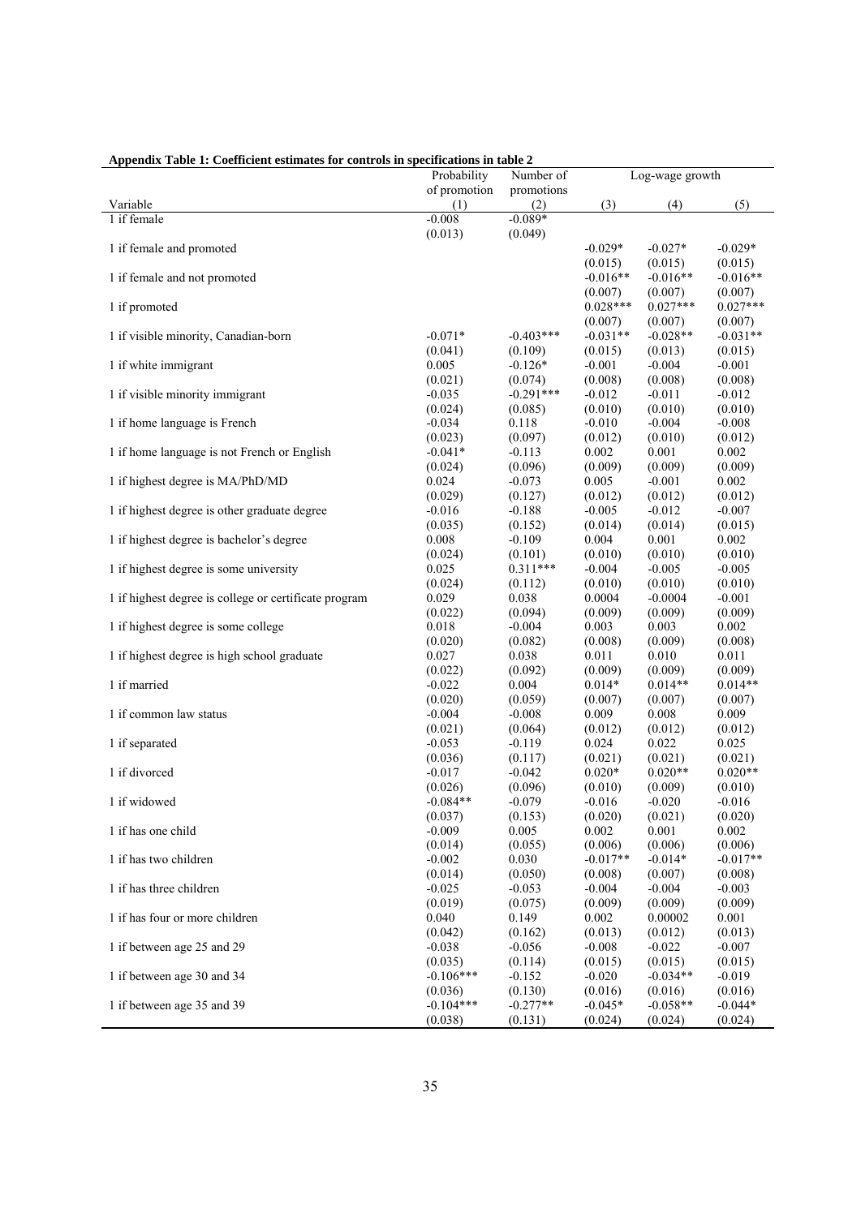**Appendix Table 1: Coefficient estimates for controls in specifications in table 2**

| Variable | Probability of promotion | Number of promotions | Log-wage growth | | |
|---|---|---|---|---|---|
| | (1) | (2) | (3) | (4) | (5) |
| 1 if female | -0.008 | -0.089* | | | |
| | (0.013) | (0.049) | | | |
| 1 if female and promoted | | | -0.029* | -0.027* | -0.029* |
| | | | (0.015) | (0.015) | (0.015) |
| 1 if female and not promoted | | | -0.016** | -0.016** | -0.016** |
| | | | (0.007) | (0.007) | (0.007) |
| 1 if promoted | | | 0.028*** | 0.027*** | 0.027*** |
| | | | (0.007) | (0.007) | (0.007) |
| 1 if visible minority, Canadian-born | -0.071* | -0.403*** | -0.031** | -0.028** | -0.031** |
| | (0.041) | (0.109) | (0.015) | (0.013) | (0.015) |
| 1 if white immigrant | 0.005 | -0.126* | -0.001 | -0.004 | -0.001 |
| | (0.021) | (0.074) | (0.008) | (0.008) | (0.008) |
| 1 if visible minority immigrant | -0.035 | -0.291*** | -0.012 | -0.011 | -0.012 |
| | (0.024) | (0.085) | (0.010) | (0.010) | (0.010) |
| 1 if home language is French | -0.034 | 0.118 | -0.010 | -0.004 | -0.008 |
| | (0.023) | (0.097) | (0.012) | (0.010) | (0.012) |
| 1 if home language is not French or English | -0.041* | -0.113 | 0.002 | 0.001 | 0.002 |
| | (0.024) | (0.096) | (0.009) | (0.009) | (0.009) |
| 1 if highest degree is MA/PhD/MD | 0.024 | -0.073 | 0.005 | -0.001 | 0.002 |
| | (0.029) | (0.127) | (0.012) | (0.012) | (0.012) |
| 1 if highest degree is other graduate degree | -0.016 | -0.188 | -0.005 | -0.012 | -0.007 |
| | (0.035) | (0.152) | (0.014) | (0.014) | (0.015) |
| 1 if highest degree is bachelor's degree | 0.008 | -0.109 | 0.004 | 0.001 | 0.002 |
| | (0.024) | (0.101) | (0.010) | (0.010) | (0.010) |
| 1 if highest degree is some university | 0.025 | 0.311*** | -0.004 | -0.005 | -0.005 |
| | (0.024) | (0.112) | (0.010) | (0.010) | (0.010) |
| 1 if highest degree is college or certificate program | 0.029 | 0.038 | 0.0004 | -0.0004 | -0.001 |
| | (0.022) | (0.094) | (0.009) | (0.009) | (0.009) |
| 1 if highest degree is some college | 0.018 | -0.004 | 0.003 | 0.003 | 0.002 |
| | (0.020) | (0.082) | (0.008) | (0.009) | (0.008) |
| 1 if highest degree is high school graduate | 0.027 | 0.038 | 0.011 | 0.010 | 0.011 |
| | (0.022) | (0.092) | (0.009) | (0.009) | (0.009) |
| 1 if married | -0.022 | 0.004 | 0.014* | 0.014** | 0.014** |
| | (0.020) | (0.059) | (0.007) | (0.007) | (0.007) |
| 1 if common law status | -0.004 | -0.008 | 0.009 | 0.008 | 0.009 |
| | (0.021) | (0.064) | (0.012) | (0.012) | (0.012) |
| 1 if separated | -0.053 | -0.119 | 0.024 | 0.022 | 0.025 |
| | (0.036) | (0.117) | (0.021) | (0.021) | (0.021) |
| 1 if divorced | -0.017 | -0.042 | 0.020* | 0.020** | 0.020** |
| | (0.026) | (0.096) | (0.010) | (0.009) | (0.010) |
| 1 if widowed | -0.084** | -0.079 | -0.016 | -0.020 | -0.016 |
| | (0.037) | (0.153) | (0.020) | (0.021) | (0.020) |
| 1 if has one child | -0.009 | 0.005 | 0.002 | 0.001 | 0.002 |
| | (0.014) | (0.055) | (0.006) | (0.006) | (0.006) |
| 1 if has two children | -0.002 | 0.030 | -0.017** | -0.014* | -0.017** |
| | (0.014) | (0.050) | (0.008) | (0.007) | (0.008) |
| 1 if has three children | -0.025 | -0.053 | -0.004 | -0.004 | -0.003 |
| | (0.019) | (0.075) | (0.009) | (0.009) | (0.009) |
| 1 if has four or more children | 0.040 | 0.149 | 0.002 | 0.00002 | 0.001 |
| | (0.042) | (0.162) | (0.013) | (0.012) | (0.013) |
| 1 if between age 25 and 29 | -0.038 | -0.056 | -0.008 | -0.022 | -0.007 |
| | (0.035) | (0.114) | (0.015) | (0.015) | (0.015) |
| 1 if between age 30 and 34 | -0.106*** | -0.152 | -0.020 | -0.034** | -0.019 |
| | (0.036) | (0.130) | (0.016) | (0.016) | (0.016) |
| 1 if between age 35 and 39 | -0.104*** | -0.277** | -0.045* | -0.058** | -0.044* |
| | (0.038) | (0.131) | (0.024) | (0.024) | (0.024) |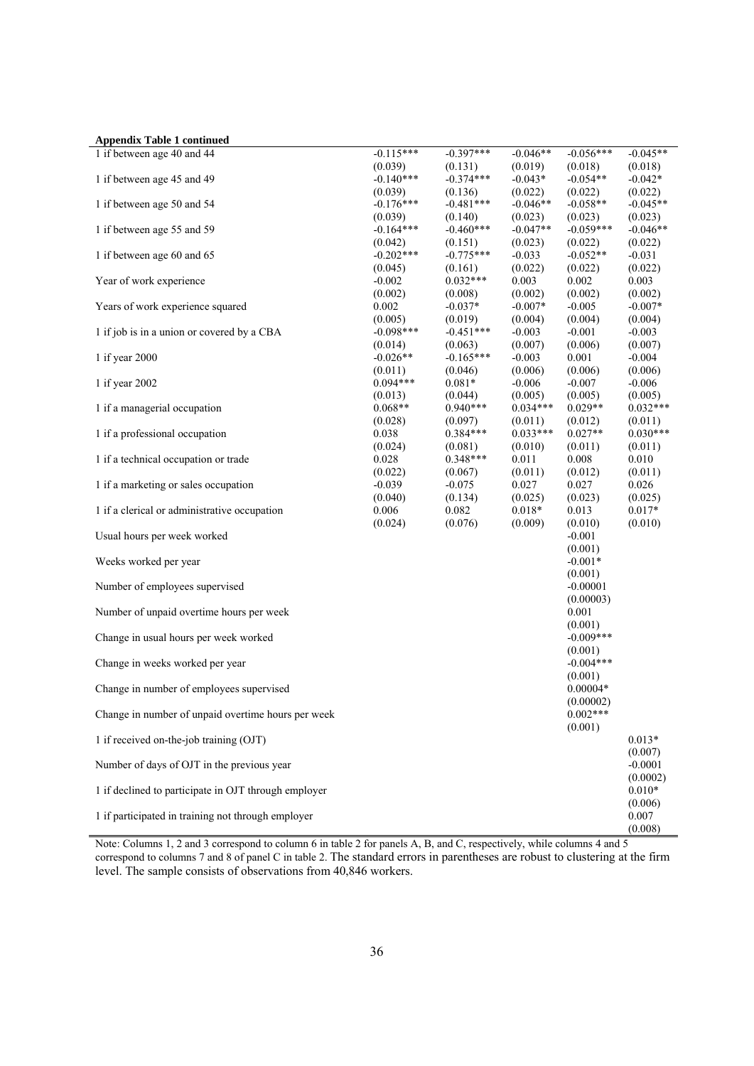**Appendix Table 1 continued**

| | | | | | |
|---|---|---|---|---|---|
| 1 if between age 40 and 44 | -0.115*** | -0.397*** | -0.046** | -0.056*** | -0.045** |
| | (0.039) | (0.131) | (0.019) | (0.018) | (0.018) |
| 1 if between age 45 and 49 | -0.140*** | -0.374*** | -0.043* | -0.054** | -0.042* |
| | (0.039) | (0.136) | (0.022) | (0.022) | (0.022) |
| 1 if between age 50 and 54 | -0.176*** | -0.481*** | -0.046** | -0.058** | -0.045** |
| | (0.039) | (0.140) | (0.023) | (0.023) | (0.023) |
| 1 if between age 55 and 59 | -0.164*** | -0.460*** | -0.047** | -0.059*** | -0.046** |
| | (0.042) | (0.151) | (0.023) | (0.022) | (0.022) |
| 1 if between age 60 and 65 | -0.202*** | -0.775*** | -0.033 | -0.052** | -0.031 |
| | (0.045) | (0.161) | (0.022) | (0.022) | (0.022) |
| Year of work experience | -0.002 | 0.032*** | 0.003 | 0.002 | 0.003 |
| | (0.002) | (0.008) | (0.002) | (0.002) | (0.002) |
| Years of work experience squared | 0.002 | -0.037* | -0.007* | -0.005 | -0.007* |
| | (0.005) | (0.019) | (0.004) | (0.004) | (0.004) |
| 1 if job is in a union or covered by a CBA | -0.098*** | -0.451*** | -0.003 | -0.001 | -0.003 |
| | (0.014) | (0.063) | (0.007) | (0.006) | (0.007) |
| 1 if year 2000 | -0.026** | -0.165*** | -0.003 | 0.001 | -0.004 |
| | (0.011) | (0.046) | (0.006) | (0.006) | (0.006) |
| 1 if year 2002 | 0.094*** | 0.081* | -0.006 | -0.007 | -0.006 |
| | (0.013) | (0.044) | (0.005) | (0.005) | (0.005) |
| 1 if a managerial occupation | 0.068** | 0.940*** | 0.034*** | 0.029** | 0.032*** |
| | (0.028) | (0.097) | (0.011) | (0.012) | (0.011) |
| 1 if a professional occupation | 0.038 | 0.384*** | 0.033*** | 0.027** | 0.030*** |
| | (0.024) | (0.081) | (0.010) | (0.011) | (0.011) |
| 1 if a technical occupation or trade | 0.028 | 0.348*** | 0.011 | 0.008 | 0.010 |
| | (0.022) | (0.067) | (0.011) | (0.012) | (0.011) |
| 1 if a marketing or sales occupation | -0.039 | -0.075 | 0.027 | 0.027 | 0.026 |
| | (0.040) | (0.134) | (0.025) | (0.023) | (0.025) |
| 1 if a clerical or administrative occupation | 0.006 | 0.082 | 0.018* | 0.013 | 0.017* |
| | (0.024) | (0.076) | (0.009) | (0.010) | (0.010) |
| Usual hours per week worked | | | | -0.001 | |
| | | | | (0.001) | |
| Weeks worked per year | | | | -0.001* | |
| | | | | (0.001) | |
| Number of employees supervised | | | | -0.00001 | |
| | | | | (0.00003) | |
| Number of unpaid overtime hours per week | | | | 0.001 | |
| | | | | (0.001) | |
| Change in usual hours per week worked | | | | -0.009*** | |
| | | | | (0.001) | |
| Change in weeks worked per year | | | | -0.004*** | |
| | | | | (0.001) | |
| Change in number of employees supervised | | | | 0.00004* | |
| | | | | (0.00002) | |
| Change in number of unpaid overtime hours per week | | | | 0.002*** | |
| | | | | (0.001) | |
| 1 if received on-the-job training (OJT) | | | | | 0.013* |
| | | | | | (0.007) |
| Number of days of OJT in the previous year | | | | | -0.0001 |
| | | | | | (0.0002) |
| 1 if declined to participate in OJT through employer | | | | | 0.010* |
| | | | | | (0.006) |
| 1 if participated in training not through employer | | | | | 0.007 |
| | | | | | (0.008) |

Note: Columns 1, 2 and 3 correspond to column 6 in table 2 for panels A, B, and C, respectively, while columns 4 and 5 correspond to columns 7 and 8 of panel C in table 2. The standard errors in parentheses are robust to clustering at the firm level. The sample consists of observations from 40,846 workers.